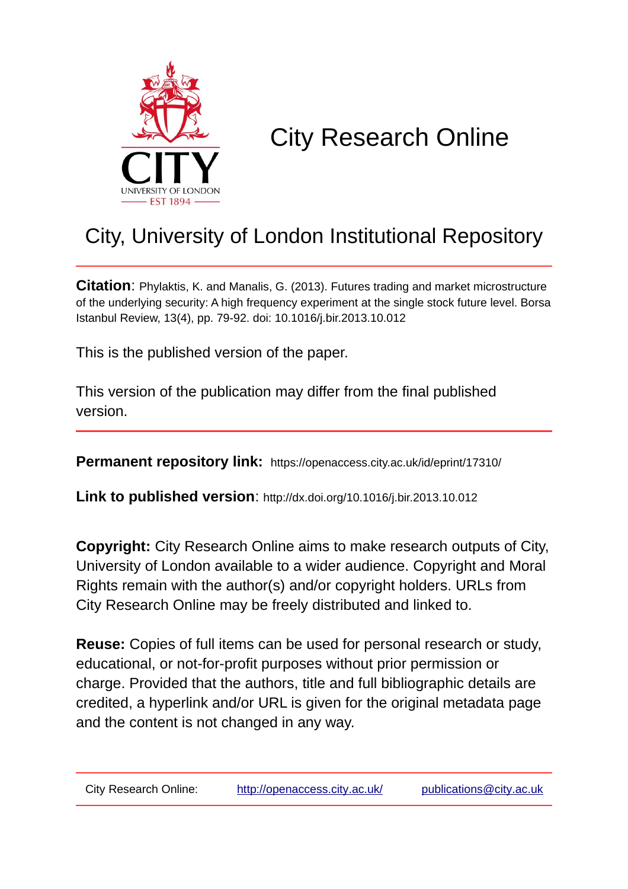# City Research Online

## City, University of London Institutional Repository

**Citation**: Phylaktis, K. and Manalis, G. (2013). Futures trading and market microstructure of the underlying security: A high frequency experiment at the single stock future level. Borsa Istanbul Review, 13(4), pp. 79-92. doi: 10.1016/j.bir.2013.10.012

This is the published version of the paper.

This version of the publication may differ from the final published version.

**Permanent repository link:** https://openaccess.city.ac.uk/id/eprint/17310/

**Link to published version**: http://dx.doi.org/10.1016/j.bir.2013.10.012

**Copyright:** City Research Online aims to make research outputs of City, University of London available to a wider audience. Copyright and Moral Rights remain with the author(s) and/or copyright holders. URLs from City Research Online may be freely distributed and linked to.

**Reuse:** Copies of full items can be used for personal research or study, educational, or not-for-profit purposes without prior permission or charge. Provided that the authors, title and full bibliographic details are credited, a hyperlink and/or URL is given for the original metadata page and the content is not changed in any way.

City Research Online: http://openaccess.city.ac.uk/ publications@city.ac.uk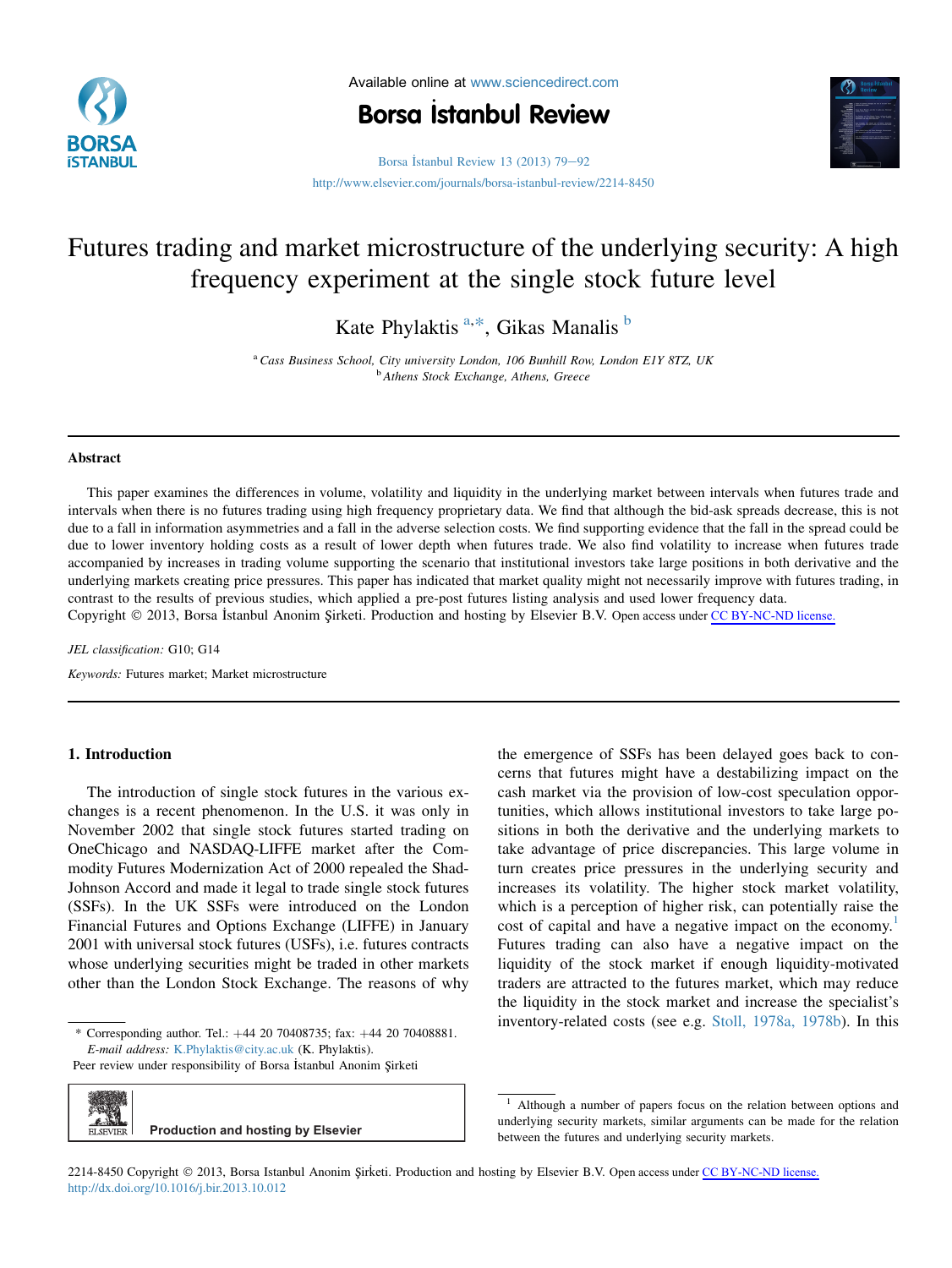# Futures trading and market microstructure of the underlying security: A high frequency experiment at the single stock future level

Kate Phylaktis [a,*], Gikas Manalis [b]

[a] *Cass Business School, City university London, 106 Bunhill Row, London E1Y 8TZ, UK*

[b] *Athens Stock Exchange, Athens, Greece*

---

**Abstract**

This paper examines the differences in volume, volatility and liquidity in the underlying market between intervals when futures trade and intervals when there is no futures trading using high frequency proprietary data. We find that although the bid-ask spreads decrease, this is not due to a fall in information asymmetries and a fall in the adverse selection costs. We find supporting evidence that the fall in the spread could be due to lower inventory holding costs as a result of lower depth when futures trade. We also find volatility to increase when futures trade accompanied by increases in trading volume supporting the scenario that institutional investors take large positions in both derivative and the underlying markets creating price pressures. This paper has indicated that market quality might not necessarily improve with futures trading, in contrast to the results of previous studies, which applied a pre-post futures listing analysis and used lower frequency data.

Copyright © 2013, Borsa İstanbul Anonim Şirketi. Production and hosting by Elsevier B.V. Open access under CC BY-NC-ND license.

*JEL classification:* G10; G14

*Keywords:* Futures market; Market microstructure

---

## 1. Introduction

The introduction of single stock futures in the various exchanges is a recent phenomenon. In the U.S. it was only in November 2002 that single stock futures started trading on OneChicago and NASDAQ-LIFFE market after the Commodity Futures Modernization Act of 2000 repealed the Shad-Johnson Accord and made it legal to trade single stock futures (SSFs). In the UK SSFs were introduced on the London Financial Futures and Options Exchange (LIFFE) in January 2001 with universal stock futures (USFs), i.e. futures contracts whose underlying securities might be traded in other markets other than the London Stock Exchange. The reasons of why the emergence of SSFs has been delayed goes back to concerns that futures might have a destabilizing impact on the cash market via the provision of low-cost speculation opportunities, which allows institutional investors to take large positions in both the derivative and the underlying markets to take advantage of price discrepancies. This large volume in turn creates price pressures in the underlying security and increases its volatility. The higher stock market volatility, which is a perception of higher risk, can potentially raise the cost of capital and have a negative impact on the economy.[1] Futures trading can also have a negative impact on the liquidity of the stock market if enough liquidity-motivated traders are attracted to the futures market, which may reduce the liquidity in the stock market and increase the specialist's inventory-related costs (see e.g. Stoll, 1978a, 1978b). In this

---

\* Corresponding author. Tel.: +44 20 70408735; fax: +44 20 70408881. *E-mail address:* K.Phylaktis@city.ac.uk (K. Phylaktis).

Peer review under responsibility of Borsa İstanbul Anonim Şirketi

[1] Although a number of papers focus on the relation between options and underlying security markets, similar arguments can be made for the relation between the futures and underlying security markets.

2214-8450 Copyright © 2013, Borsa Istanbul Anonim Şirketi. Production and hosting by Elsevier B.V. Open access under CC BY-NC-ND license.
http://dx.doi.org/10.1016/j.bir.2013.10.012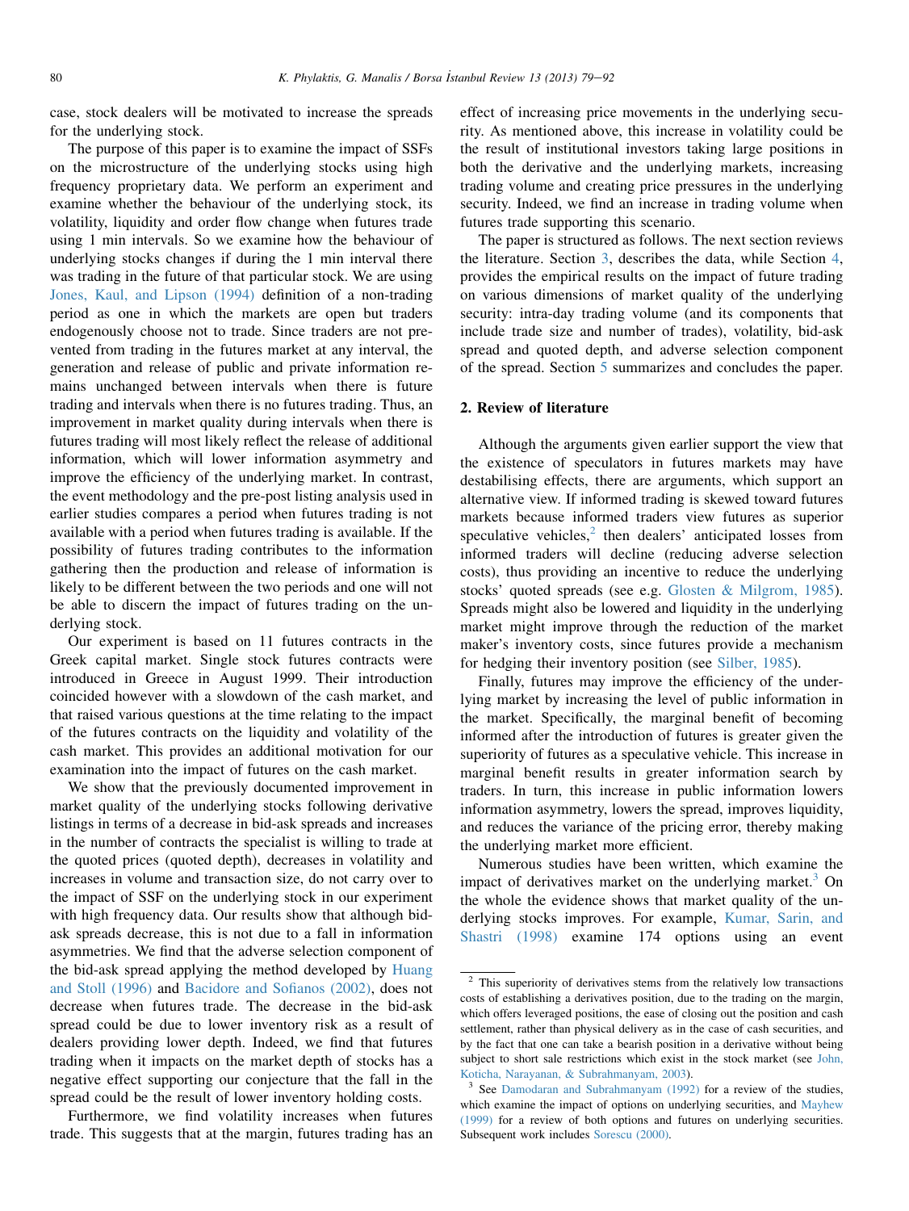case, stock dealers will be motivated to increase the spreads for the underlying stock.

The purpose of this paper is to examine the impact of SSFs on the microstructure of the underlying stocks using high frequency proprietary data. We perform an experiment and examine whether the behaviour of the underlying stock, its volatility, liquidity and order flow change when futures trade using 1 min intervals. So we examine how the behaviour of underlying stocks changes if during the 1 min interval there was trading in the future of that particular stock. We are using Jones, Kaul, and Lipson (1994) definition of a non-trading period as one in which the markets are open but traders endogenously choose not to trade. Since traders are not prevented from trading in the futures market at any interval, the generation and release of public and private information remains unchanged between intervals when there is future trading and intervals when there is no futures trading. Thus, an improvement in market quality during intervals when there is futures trading will most likely reflect the release of additional information, which will lower information asymmetry and improve the efficiency of the underlying market. In contrast, the event methodology and the pre-post listing analysis used in earlier studies compares a period when futures trading is not available with a period when futures trading is available. If the possibility of futures trading contributes to the information gathering then the production and release of information is likely to be different between the two periods and one will not be able to discern the impact of futures trading on the underlying stock.

Our experiment is based on 11 futures contracts in the Greek capital market. Single stock futures contracts were introduced in Greece in August 1999. Their introduction coincided however with a slowdown of the cash market, and that raised various questions at the time relating to the impact of the futures contracts on the liquidity and volatility of the cash market. This provides an additional motivation for our examination into the impact of futures on the cash market.

We show that the previously documented improvement in market quality of the underlying stocks following derivative listings in terms of a decrease in bid-ask spreads and increases in the number of contracts the specialist is willing to trade at the quoted prices (quoted depth), decreases in volatility and increases in volume and transaction size, do not carry over to the impact of SSF on the underlying stock in our experiment with high frequency data. Our results show that although bid-ask spreads decrease, this is not due to a fall in information asymmetries. We find that the adverse selection component of the bid-ask spread applying the method developed by Huang and Stoll (1996) and Bacidore and Sofianos (2002), does not decrease when futures trade. The decrease in the bid-ask spread could be due to lower inventory risk as a result of dealers providing lower depth. Indeed, we find that futures trading when it impacts on the market depth of stocks has a negative effect supporting our conjecture that the fall in the spread could be the result of lower inventory holding costs.

Furthermore, we find volatility increases when futures trade. This suggests that at the margin, futures trading has an effect of increasing price movements in the underlying security. As mentioned above, this increase in volatility could be the result of institutional investors taking large positions in both the derivative and the underlying markets, increasing trading volume and creating price pressures in the underlying security. Indeed, we find an increase in trading volume when futures trade supporting this scenario.

The paper is structured as follows. The next section reviews the literature. Section 3, describes the data, while Section 4, provides the empirical results on the impact of future trading on various dimensions of market quality of the underlying security: intra-day trading volume (and its components that include trade size and number of trades), volatility, bid-ask spread and quoted depth, and adverse selection component of the spread. Section 5 summarizes and concludes the paper.

## 2. Review of literature

Although the arguments given earlier support the view that the existence of speculators in futures markets may have destabilising effects, there are arguments, which support an alternative view. If informed trading is skewed toward futures markets because informed traders view futures as superior speculative vehicles,[2] then dealers' anticipated losses from informed traders will decline (reducing adverse selection costs), thus providing an incentive to reduce the underlying stocks' quoted spreads (see e.g. Glosten & Milgrom, 1985). Spreads might also be lowered and liquidity in the underlying market might improve through the reduction of the market maker's inventory costs, since futures provide a mechanism for hedging their inventory position (see Silber, 1985).

Finally, futures may improve the efficiency of the underlying market by increasing the level of public information in the market. Specifically, the marginal benefit of becoming informed after the introduction of futures is greater given the superiority of futures as a speculative vehicle. This increase in marginal benefit results in greater information search by traders. In turn, this increase in public information lowers information asymmetry, lowers the spread, improves liquidity, and reduces the variance of the pricing error, thereby making the underlying market more efficient.

Numerous studies have been written, which examine the impact of derivatives market on the underlying market.[3] On the whole the evidence shows that market quality of the underlying stocks improves. For example, Kumar, Sarin, and Shastri (1998) examine 174 options using an event

[2] This superiority of derivatives stems from the relatively low transactions costs of establishing a derivatives position, due to the trading on the margin, which offers leveraged positions, the ease of closing out the position and cash settlement, rather than physical delivery as in the case of cash securities, and by the fact that one can take a bearish position in a derivative without being subject to short sale restrictions which exist in the stock market (see John, Koticha, Narayanan, & Subrahmanyam, 2003).

[3] See Damodaran and Subrahmanyam (1992) for a review of the studies, which examine the impact of options on underlying securities, and Mayhew (1999) for a review of both options and futures on underlying securities. Subsequent work includes Sorescu (2000).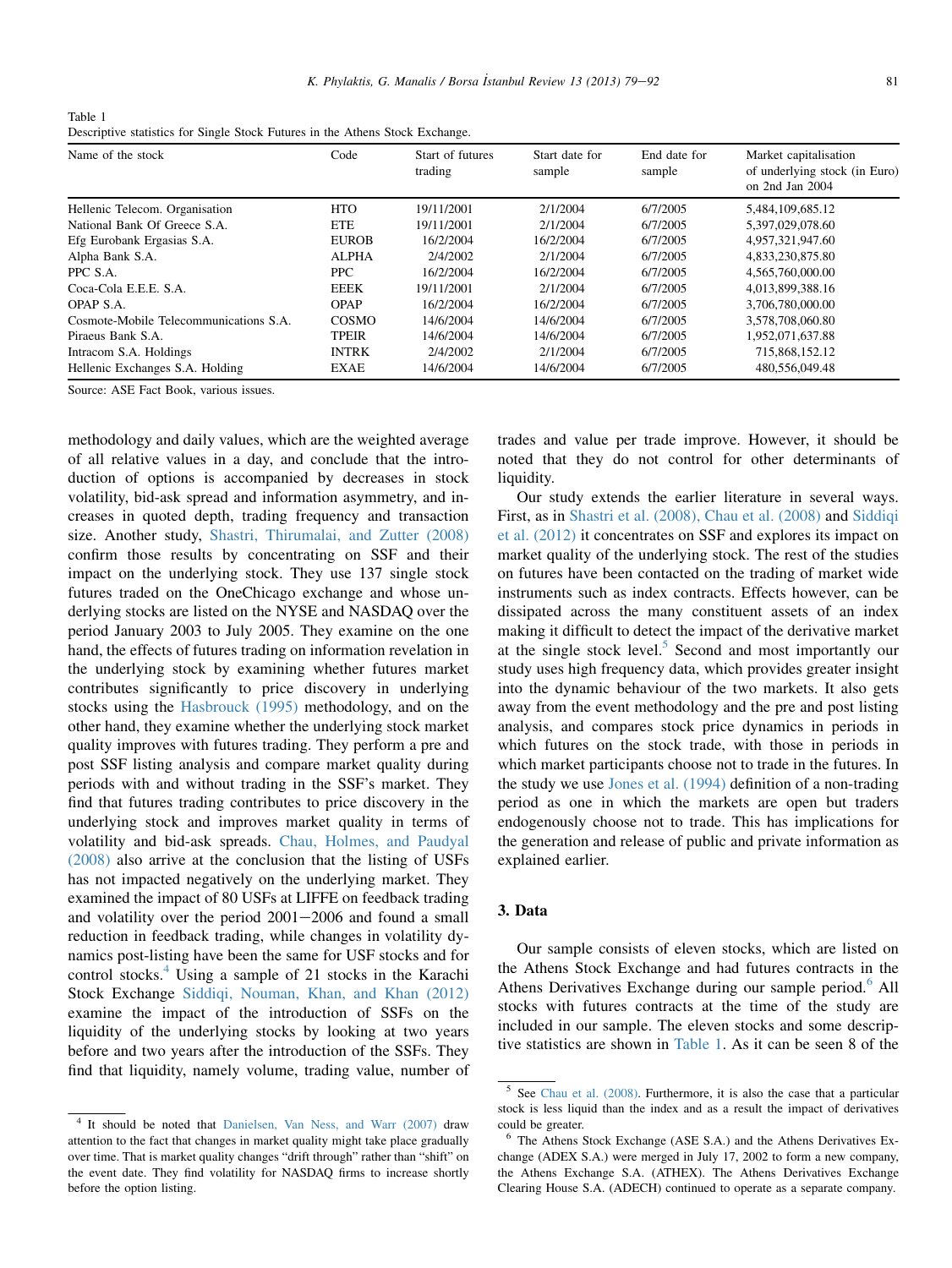Table 1
Descriptive statistics for Single Stock Futures in the Athens Stock Exchange.

| Name of the stock | Code | Start of futures trading | Start date for sample | End date for sample | Market capitalisation of underlying stock (in Euro) on 2nd Jan 2004 |
|---|---|---|---|---|---|
| Hellenic Telecom. Organisation | HTO | 19/11/2001 | 2/1/2004 | 6/7/2005 | 5,484,109,685.12 |
| National Bank Of Greece S.A. | ETE | 19/11/2001 | 2/1/2004 | 6/7/2005 | 5,397,029,078.60 |
| Efg Eurobank Ergasias S.A. | EUROB | 16/2/2004 | 16/2/2004 | 6/7/2005 | 4,957,321,947.60 |
| Alpha Bank S.A. | ALPHA | 2/4/2002 | 2/1/2004 | 6/7/2005 | 4,833,230,875.80 |
| PPC S.A. | PPC | 16/2/2004 | 16/2/2004 | 6/7/2005 | 4,565,760,000.00 |
| Coca-Cola E.E.E. S.A. | EEEK | 19/11/2001 | 2/1/2004 | 6/7/2005 | 4,013,899,388.16 |
| OPAP S.A. | OPAP | 16/2/2004 | 16/2/2004 | 6/7/2005 | 3,706,780,000.00 |
| Cosmote-Mobile Telecommunications S.A. | COSMO | 14/6/2004 | 14/6/2004 | 6/7/2005 | 3,578,708,060.80 |
| Piraeus Bank S.A. | TPEIR | 14/6/2004 | 14/6/2004 | 6/7/2005 | 1,952,071,637.88 |
| Intracom S.A. Holdings | INTRK | 2/4/2002 | 2/1/2004 | 6/7/2005 | 715,868,152.12 |
| Hellenic Exchanges S.A. Holding | EXAE | 14/6/2004 | 14/6/2004 | 6/7/2005 | 480,556,049.48 |

Source: ASE Fact Book, various issues.

methodology and daily values, which are the weighted average of all relative values in a day, and conclude that the introduction of options is accompanied by decreases in stock volatility, bid-ask spread and information asymmetry, and increases in quoted depth, trading frequency and transaction size. Another study, Shastri, Thirumalai, and Zutter (2008) confirm those results by concentrating on SSF and their impact on the underlying stock. They use 137 single stock futures traded on the OneChicago exchange and whose underlying stocks are listed on the NYSE and NASDAQ over the period January 2003 to July 2005. They examine on the one hand, the effects of futures trading on information revelation in the underlying stock by examining whether futures market contributes significantly to price discovery in underlying stocks using the Hasbrouck (1995) methodology, and on the other hand, they examine whether the underlying stock market quality improves with futures trading. They perform a pre and post SSF listing analysis and compare market quality during periods with and without trading in the SSF's market. They find that futures trading contributes to price discovery in the underlying stock and improves market quality in terms of volatility and bid-ask spreads. Chau, Holmes, and Paudyal (2008) also arrive at the conclusion that the listing of USFs has not impacted negatively on the underlying market. They examined the impact of 80 USFs at LIFFE on feedback trading and volatility over the period 2001–2006 and found a small reduction in feedback trading, while changes in volatility dynamics post-listing have been the same for USF stocks and for control stocks.[4] Using a sample of 21 stocks in the Karachi Stock Exchange Siddiqi, Nouman, Khan, and Khan (2012) examine the impact of the introduction of SSFs on the liquidity of the underlying stocks by looking at two years before and two years after the introduction of the SSFs. They find that liquidity, namely volume, trading value, number of trades and value per trade improve. However, it should be noted that they do not control for other determinants of liquidity.

Our study extends the earlier literature in several ways. First, as in Shastri et al. (2008), Chau et al. (2008) and Siddiqi et al. (2012) it concentrates on SSF and explores its impact on market quality of the underlying stock. The rest of the studies on futures have been contacted on the trading of market wide instruments such as index contracts. Effects however, can be dissipated across the many constituent assets of an index making it difficult to detect the impact of the derivative market at the single stock level.[5] Second and most importantly our study uses high frequency data, which provides greater insight into the dynamic behaviour of the two markets. It also gets away from the event methodology and the pre and post listing analysis, and compares stock price dynamics in periods in which futures on the stock trade, with those in periods in which market participants choose not to trade in the futures. In the study we use Jones et al. (1994) definition of a non-trading period as one in which the markets are open but traders endogenously choose not to trade. This has implications for the generation and release of public and private information as explained earlier.

## 3. Data

Our sample consists of eleven stocks, which are listed on the Athens Stock Exchange and had futures contracts in the Athens Derivatives Exchange during our sample period.[6] All stocks with futures contracts at the time of the study are included in our sample. The eleven stocks and some descriptive statistics are shown in Table 1. As it can be seen 8 of the

[4] It should be noted that Danielsen, Van Ness, and Warr (2007) draw attention to the fact that changes in market quality might take place gradually over time. That is market quality changes "drift through" rather than "shift" on the event date. They find volatility for NASDAQ firms to increase shortly before the option listing.

[5] See Chau et al. (2008). Furthermore, it is also the case that a particular stock is less liquid than the index and as a result the impact of derivatives could be greater.

[6] The Athens Stock Exchange (ASE S.A.) and the Athens Derivatives Exchange (ADEX S.A.) were merged in July 17, 2002 to form a new company, the Athens Exchange S.A. (ATHEX). The Athens Derivatives Exchange Clearing House S.A. (ADECH) continued to operate as a separate company.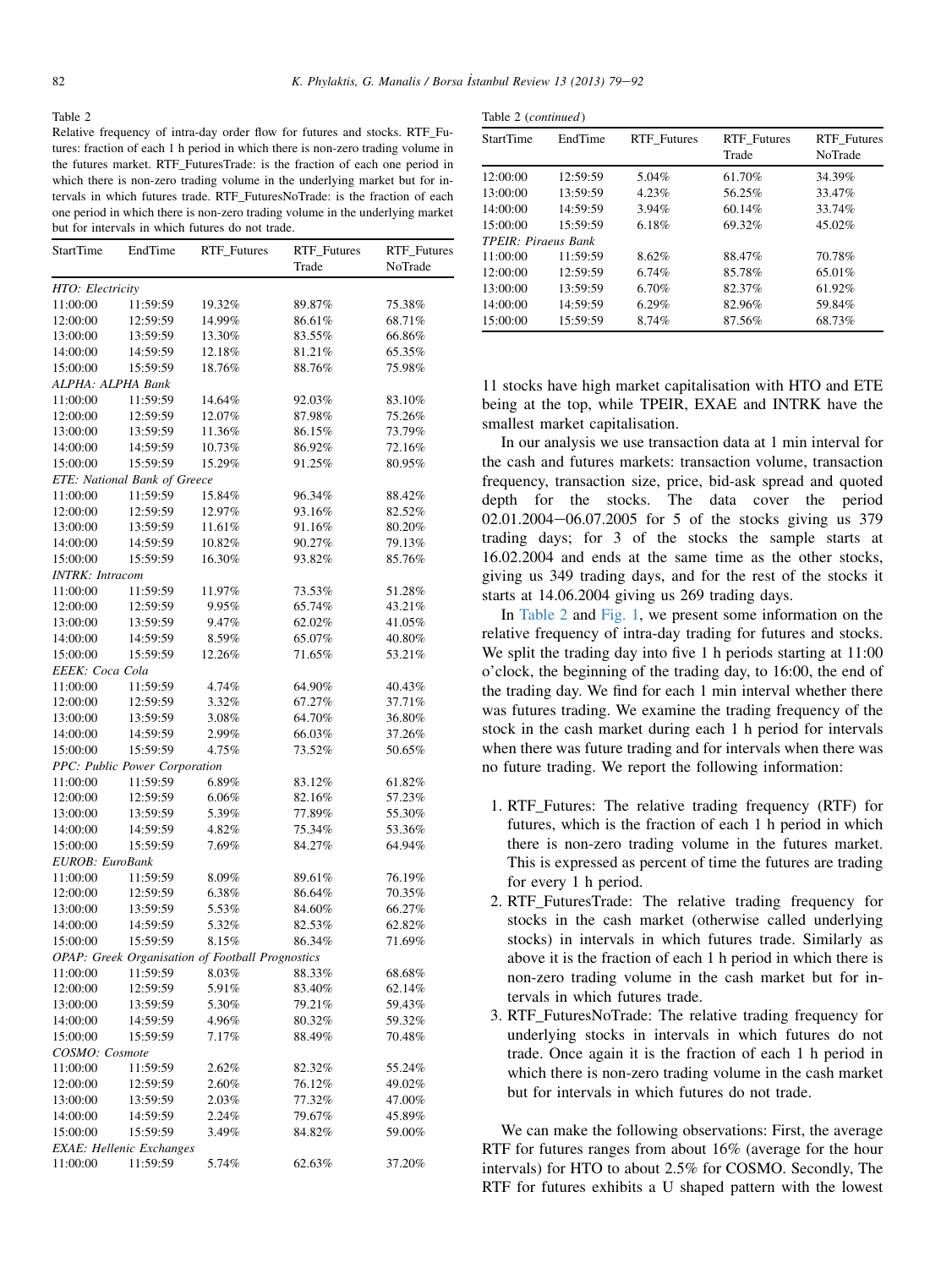Table 2
Relative frequency of intra-day order flow for futures and stocks. RTF_Futures: fraction of each 1 h period in which there is non-zero trading volume in the futures market. RTF_FuturesTrade: is the fraction of each one period in which there is non-zero trading volume in the underlying market but for intervals in which futures trade. RTF_FuturesNoTrade: is the fraction of each one period in which there is non-zero trading volume in the underlying market but for intervals in which futures do not trade.

| StartTime | EndTime | RTF_Futures | RTF_Futures Trade | RTF_Futures NoTrade |
|---|---|---|---|---|
| *HTO: Electricity* | | | | |
| 11:00:00 | 11:59:59 | 19.32% | 89.87% | 75.38% |
| 12:00:00 | 12:59:59 | 14.99% | 86.61% | 68.71% |
| 13:00:00 | 13:59:59 | 13.30% | 83.55% | 66.86% |
| 14:00:00 | 14:59:59 | 12.18% | 81.21% | 65.35% |
| 15:00:00 | 15:59:59 | 18.76% | 88.76% | 75.98% |
| *ALPHA: ALPHA Bank* | | | | |
| 11:00:00 | 11:59:59 | 14.64% | 92.03% | 83.10% |
| 12:00:00 | 12:59:59 | 12.07% | 87.98% | 75.26% |
| 13:00:00 | 13:59:59 | 11.36% | 86.15% | 73.79% |
| 14:00:00 | 14:59:59 | 10.73% | 86.92% | 72.16% |
| 15:00:00 | 15:59:59 | 15.29% | 91.25% | 80.95% |
| *ETE: National Bank of Greece* | | | | |
| 11:00:00 | 11:59:59 | 15.84% | 96.34% | 88.42% |
| 12:00:00 | 12:59:59 | 12.97% | 93.16% | 82.52% |
| 13:00:00 | 13:59:59 | 11.61% | 91.16% | 80.20% |
| 14:00:00 | 14:59:59 | 10.82% | 90.27% | 79.13% |
| 15:00:00 | 15:59:59 | 16.30% | 93.82% | 85.76% |
| *INTRK: Intracom* | | | | |
| 11:00:00 | 11:59:59 | 11.97% | 73.53% | 51.28% |
| 12:00:00 | 12:59:59 | 9.95% | 65.74% | 43.21% |
| 13:00:00 | 13:59:59 | 9.47% | 62.02% | 41.05% |
| 14:00:00 | 14:59:59 | 8.59% | 65.07% | 40.80% |
| 15:00:00 | 15:59:59 | 12.26% | 71.65% | 53.21% |
| *EEEK: Coca Cola* | | | | |
| 11:00:00 | 11:59:59 | 4.74% | 64.90% | 40.43% |
| 12:00:00 | 12:59:59 | 3.32% | 67.27% | 37.71% |
| 13:00:00 | 13:59:59 | 3.08% | 64.70% | 36.80% |
| 14:00:00 | 14:59:59 | 2.99% | 66.03% | 37.26% |
| 15:00:00 | 15:59:59 | 4.75% | 73.52% | 50.65% |
| *PPC: Public Power Corporation* | | | | |
| 11:00:00 | 11:59:59 | 6.89% | 83.12% | 61.82% |
| 12:00:00 | 12:59:59 | 6.06% | 82.16% | 57.23% |
| 13:00:00 | 13:59:59 | 5.39% | 77.89% | 55.30% |
| 14:00:00 | 14:59:59 | 4.82% | 75.34% | 53.36% |
| 15:00:00 | 15:59:59 | 7.69% | 84.27% | 64.94% |
| *EUROB: EuroBank* | | | | |
| 11:00:00 | 11:59:59 | 8.09% | 89.61% | 76.19% |
| 12:00:00 | 12:59:59 | 6.38% | 86.64% | 70.35% |
| 13:00:00 | 13:59:59 | 5.53% | 84.60% | 66.27% |
| 14:00:00 | 14:59:59 | 5.32% | 82.53% | 62.82% |
| 15:00:00 | 15:59:59 | 8.15% | 86.34% | 71.69% |
| *OPAP: Greek Organisation of Football Prognostics* | | | | |
| 11:00:00 | 11:59:59 | 8.03% | 88.33% | 68.68% |
| 12:00:00 | 12:59:59 | 5.91% | 83.40% | 62.14% |
| 13:00:00 | 13:59:59 | 5.30% | 79.21% | 59.43% |
| 14:00:00 | 14:59:59 | 4.96% | 80.32% | 59.32% |
| 15:00:00 | 15:59:59 | 7.17% | 88.49% | 70.48% |
| *COSMO: Cosmote* | | | | |
| 11:00:00 | 11:59:59 | 2.62% | 82.32% | 55.24% |
| 12:00:00 | 12:59:59 | 2.60% | 76.12% | 49.02% |
| 13:00:00 | 13:59:59 | 2.03% | 77.32% | 47.00% |
| 14:00:00 | 14:59:59 | 2.24% | 79.67% | 45.89% |
| 15:00:00 | 15:59:59 | 3.49% | 84.82% | 59.00% |
| *EXAE: Hellenic Exchanges* | | | | |
| 11:00:00 | 11:59:59 | 5.74% | 62.63% | 37.20% |
| 12:00:00 | 12:59:59 | 5.04% | 61.70% | 34.39% |
| 13:00:00 | 13:59:59 | 4.23% | 56.25% | 33.47% |
| 14:00:00 | 14:59:59 | 3.94% | 60.14% | 33.74% |
| 15:00:00 | 15:59:59 | 6.18% | 69.32% | 45.02% |
| *TPEIR: Piraeus Bank* | | | | |
| 11:00:00 | 11:59:59 | 8.62% | 88.47% | 70.78% |
| 12:00:00 | 12:59:59 | 6.74% | 85.78% | 65.01% |
| 13:00:00 | 13:59:59 | 6.70% | 82.37% | 61.92% |
| 14:00:00 | 14:59:59 | 6.29% | 82.96% | 59.84% |
| 15:00:00 | 15:59:59 | 8.74% | 87.56% | 68.73% |

11 stocks have high market capitalisation with HTO and ETE being at the top, while TPEIR, EXAE and INTRK have the smallest market capitalisation.

In our analysis we use transaction data at 1 min interval for the cash and futures markets: transaction volume, transaction frequency, transaction size, price, bid-ask spread and quoted depth for the stocks. The data cover the period 02.01.2004–06.07.2005 for 5 of the stocks giving us 379 trading days; for 3 of the stocks the sample starts at 16.02.2004 and ends at the same time as the other stocks, giving us 349 trading days, and for the rest of the stocks it starts at 14.06.2004 giving us 269 trading days.

In Table 2 and Fig. 1, we present some information on the relative frequency of intra-day trading for futures and stocks. We split the trading day into five 1 h periods starting at 11:00 o'clock, the beginning of the trading day, to 16:00, the end of the trading day. We find for each 1 min interval whether there was futures trading. We examine the trading frequency of the stock in the cash market during each 1 h period for intervals when there was future trading and for intervals when there was no future trading. We report the following information:

1. RTF_Futures: The relative trading frequency (RTF) for futures, which is the fraction of each 1 h period in which there is non-zero trading volume in the futures market. This is expressed as percent of time the futures are trading for every 1 h period.
2. RTF_FuturesTrade: The relative trading frequency for stocks in the cash market (otherwise called underlying stocks) in intervals in which futures trade. Similarly as above it is the fraction of each 1 h period in which there is non-zero trading volume in the cash market but for intervals in which futures trade.
3. RTF_FuturesNoTrade: The relative trading frequency for underlying stocks in intervals in which futures do not trade. Once again it is the fraction of each 1 h period in which there is non-zero trading volume in the cash market but for intervals in which futures do not trade.

We can make the following observations: First, the average RTF for futures ranges from about 16% (average for the hour intervals) for HTO to about 2.5% for COSMO. Secondly, The RTF for futures exhibits a U shaped pattern with the lowest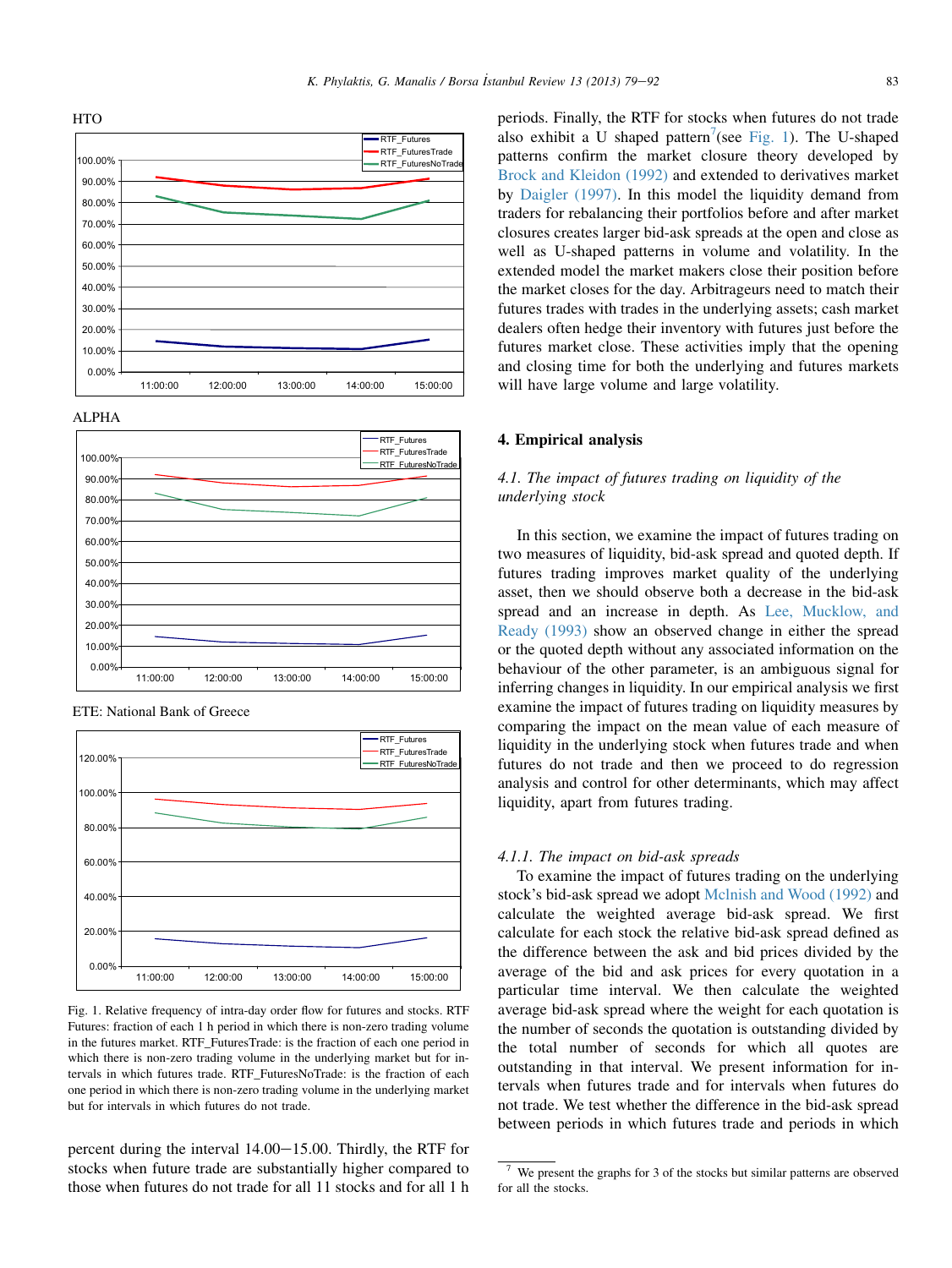HTO

RTF_Futures
RTF_FuturesTrade
RTF_FuturesNoTrade

100.00%
90.00%
80.00%
70.00%
60.00%
50.00%
40.00%
30.00%
20.00%
10.00%
0.00%

11:00:00 12:00:00 13:00:00 14:00:00 15:00:00

ALPHA

RTF_Futures
RTF_FuturesTrade
RTF_FuturesNoTrade

100.00%
90.00%
80.00%
70.00%
60.00%
50.00%
40.00%
30.00%
20.00%
10.00%
0.00%

11:00:00 12:00:00 13:00:00 14:00:00 15:00:00

ETE: National Bank of Greece

RTF_Futures
RTF_FuturesTrade
RTF_FuturesNoTrade

120.00%
100.00%
80.00%
60.00%
40.00%
20.00%
0.00%

11:00:00 12:00:00 13:00:00 14:00:00 15:00:00

Fig. 1. Relative frequency of intra-day order flow for futures and stocks. RTF Futures: fraction of each 1 h period in which there is non-zero trading volume in the futures market. RTF_FuturesTrade: is the fraction of each one period in which there is non-zero trading volume in the underlying market but for intervals in which futures trade. RTF_FuturesNoTrade: is the fraction of each one period in which there is non-zero trading volume in the underlying market but for intervals in which futures do not trade.

percent during the interval 14.00−15.00. Thirdly, the RTF for stocks when future trade are substantially higher compared to those when futures do not trade for all 11 stocks and for all 1 h periods. Finally, the RTF for stocks when futures do not trade also exhibit a U shaped pattern[7] (see Fig. 1). The U-shaped patterns confirm the market closure theory developed by Brock and Kleidon (1992) and extended to derivatives market by Daigler (1997). In this model the liquidity demand from traders for rebalancing their portfolios before and after market closures creates larger bid-ask spreads at the open and close as well as U-shaped patterns in volume and volatility. In the extended model the market makers close their position before the market closes for the day. Arbitrageurs need to match their futures trades with trades in the underlying assets; cash market dealers often hedge their inventory with futures just before the futures market close. These activities imply that the opening and closing time for both the underlying and futures markets will have large volume and large volatility.

## 4. Empirical analysis

### *4.1. The impact of futures trading on liquidity of the underlying stock*

In this section, we examine the impact of futures trading on two measures of liquidity, bid-ask spread and quoted depth. If futures trading improves market quality of the underlying asset, then we should observe both a decrease in the bid-ask spread and an increase in depth. As Lee, Mucklow, and Ready (1993) show an observed change in either the spread or the quoted depth without any associated information on the behaviour of the other parameter, is an ambiguous signal for inferring changes in liquidity. In our empirical analysis we first examine the impact of futures trading on liquidity measures by comparing the impact on the mean value of each measure of liquidity in the underlying stock when futures trade and when futures do not trade and then we proceed to do regression analysis and control for other determinants, which may affect liquidity, apart from futures trading.

#### *4.1.1. The impact on bid-ask spreads*

To examine the impact of futures trading on the underlying stock's bid-ask spread we adopt McInish and Wood (1992) and calculate the weighted average bid-ask spread. We first calculate for each stock the relative bid-ask spread defined as the difference between the ask and bid prices divided by the average of the bid and ask prices for every quotation in a particular time interval. We then calculate the weighted average bid-ask spread where the weight for each quotation is the number of seconds the quotation is outstanding divided by the total number of seconds for which all quotes are outstanding in that interval. We present information for intervals when futures trade and for intervals when futures do not trade. We test whether the difference in the bid-ask spread between periods in which futures trade and periods in which

[7] We present the graphs for 3 of the stocks but similar patterns are observed for all the stocks.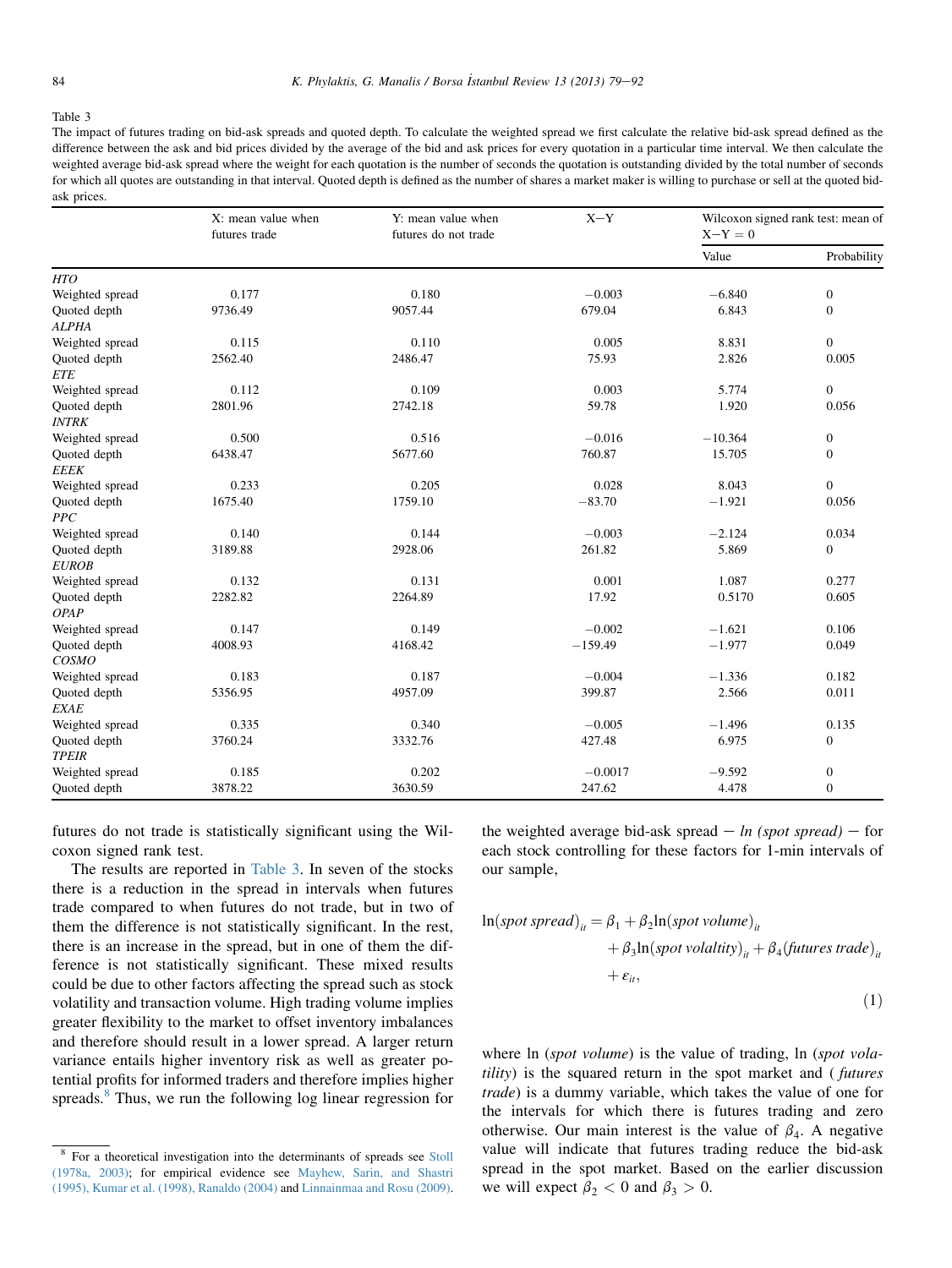Table 3

The impact of futures trading on bid-ask spreads and quoted depth. To calculate the weighted spread we first calculate the relative bid-ask spread defined as the difference between the ask and bid prices divided by the average of the bid and ask prices for every quotation in a particular time interval. We then calculate the weighted average bid-ask spread where the weight for each quotation is the number of seconds the quotation is outstanding divided by the total number of seconds for which all quotes are outstanding in that interval. Quoted depth is defined as the number of shares a market maker is willing to purchase or sell at the quoted bid-ask prices.

| | X: mean value when futures trade | Y: mean value when futures do not trade | X−Y | Wilcoxon signed rank test: mean of X−Y = 0 | |
|---|---|---|---|---|---|
| | | | | Value | Probability |
| *HTO* | | | | | |
| Weighted spread | 0.177 | 0.180 | −0.003 | −6.840 | 0 |
| Quoted depth | 9736.49 | 9057.44 | 679.04 | 6.843 | 0 |
| *ALPHA* | | | | | |
| Weighted spread | 0.115 | 0.110 | 0.005 | 8.831 | 0 |
| Quoted depth | 2562.40 | 2486.47 | 75.93 | 2.826 | 0.005 |
| *ETE* | | | | | |
| Weighted spread | 0.112 | 0.109 | 0.003 | 5.774 | 0 |
| Quoted depth | 2801.96 | 2742.18 | 59.78 | 1.920 | 0.056 |
| *INTRK* | | | | | |
| Weighted spread | 0.500 | 0.516 | −0.016 | −10.364 | 0 |
| Quoted depth | 6438.47 | 5677.60 | 760.87 | 15.705 | 0 |
| *EEEK* | | | | | |
| Weighted spread | 0.233 | 0.205 | 0.028 | 8.043 | 0 |
| Quoted depth | 1675.40 | 1759.10 | −83.70 | −1.921 | 0.056 |
| *PPC* | | | | | |
| Weighted spread | 0.140 | 0.144 | −0.003 | −2.124 | 0.034 |
| Quoted depth | 3189.88 | 2928.06 | 261.82 | 5.869 | 0 |
| *EUROB* | | | | | |
| Weighted spread | 0.132 | 0.131 | 0.001 | 1.087 | 0.277 |
| Quoted depth | 2282.82 | 2264.89 | 17.92 | 0.5170 | 0.605 |
| *OPAP* | | | | | |
| Weighted spread | 0.147 | 0.149 | −0.002 | −1.621 | 0.106 |
| Quoted depth | 4008.93 | 4168.42 | −159.49 | −1.977 | 0.049 |
| *COSMO* | | | | | |
| Weighted spread | 0.183 | 0.187 | −0.004 | −1.336 | 0.182 |
| Quoted depth | 5356.95 | 4957.09 | 399.87 | 2.566 | 0.011 |
| *EXAE* | | | | | |
| Weighted spread | 0.335 | 0.340 | −0.005 | −1.496 | 0.135 |
| Quoted depth | 3760.24 | 3332.76 | 427.48 | 6.975 | 0 |
| *TPEIR* | | | | | |
| Weighted spread | 0.185 | 0.202 | −0.0017 | −9.592 | 0 |
| Quoted depth | 3878.22 | 3630.59 | 247.62 | 4.478 | 0 |

futures do not trade is statistically significant using the Wilcoxon signed rank test.

The results are reported in Table 3. In seven of the stocks there is a reduction in the spread in intervals when futures trade compared to when futures do not trade, but in two of them the difference is not statistically significant. In the rest, there is an increase in the spread, but in one of them the difference is not statistically significant. These mixed results could be due to other factors affecting the spread such as stock volatility and transaction volume. High trading volume implies greater flexibility to the market to offset inventory imbalances and therefore should result in a lower spread. A larger return variance entails higher inventory risk as well as greater potential profits for informed traders and therefore implies higher spreads.[8] Thus, we run the following log linear regression for the weighted average bid-ask spread − *ln (spot spread)* − for each stock controlling for these factors for 1-min intervals of our sample,

$$\ln(spot\ spread)_{it} = \beta_1 + \beta_2 \ln(spot\ volume)_{it} + \beta_3 \ln(spot\ volaltity)_{it} + \beta_4 (futures\ trade)_{it} + \varepsilon_{it}, \tag{1}$$

where ln (*spot volume*) is the value of trading, ln (*spot volatility*) is the squared return in the spot market and (*futures trade*) is a dummy variable, which takes the value of one for the intervals for which there is futures trading and zero otherwise. Our main interest is the value of $\beta_4$. A negative value will indicate that futures trading reduce the bid-ask spread in the spot market. Based on the earlier discussion we will expect $\beta_2 < 0$ and $\beta_3 > 0$.

[8] For a theoretical investigation into the determinants of spreads see Stoll (1978a, 2003); for empirical evidence see Mayhew, Sarin, and Shastri (1995), Kumar et al. (1998), Ranaldo (2004) and Linnainmaa and Rosu (2009).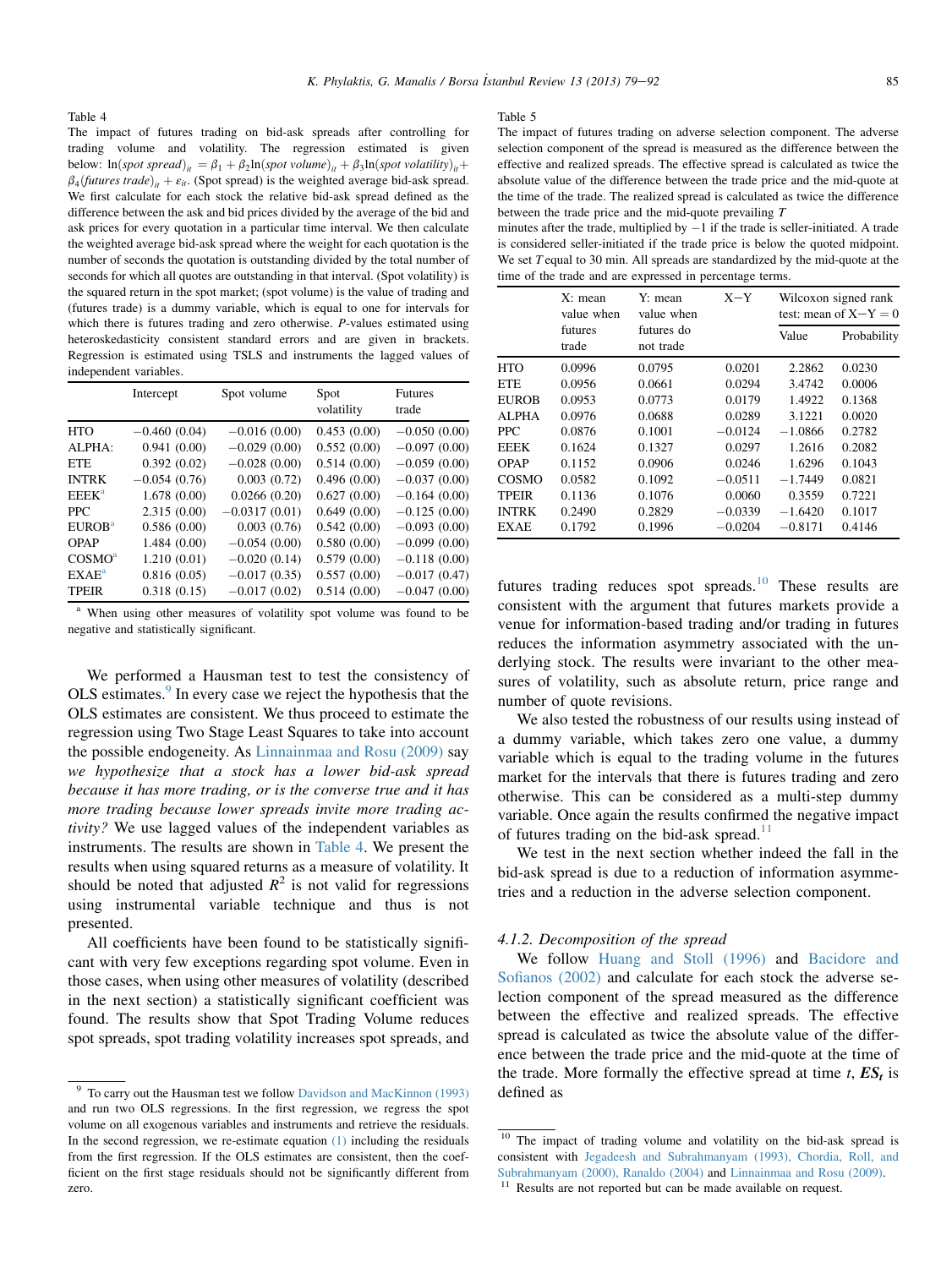Table 4

The impact of futures trading on bid-ask spreads after controlling for trading volume and volatility. The regression estimated is given below: $\ln(spot\ spread)_{it} = \beta_1 + \beta_2 \ln(spot\ volume)_{it} + \beta_3 \ln(spot\ volatility)_{it} + \beta_4 (futures\ trade)_{it} + \varepsilon_{it}$. (Spot spread) is the weighted average bid-ask spread. We first calculate for each stock the relative bid-ask spread defined as the difference between the ask and bid prices divided by the average of the bid and ask prices for every quotation in a particular time interval. We then calculate the weighted average bid-ask spread where the weight for each quotation is the number of seconds the quotation is outstanding divided by the total number of seconds for which all quotes are outstanding in that interval. (Spot volatility) is the squared return in the spot market; (spot volume) is the value of trading and (futures trade) is a dummy variable, which is equal to one for intervals for which there is futures trading and zero otherwise. *P*-values estimated using heteroskedasticity consistent standard errors and are given in brackets. Regression is estimated using TSLS and instruments the lagged values of independent variables.

| | Intercept | Spot volume | Spot volatility | Futures trade |
|---|---|---|---|---|
| HTO | −0.460 (0.04) | −0.016 (0.00) | 0.453 (0.00) | −0.050 (0.00) |
| ALPHA: | 0.941 (0.00) | −0.029 (0.00) | 0.552 (0.00) | −0.097 (0.00) |
| ETE | 0.392 (0.02) | −0.028 (0.00) | 0.514 (0.00) | −0.059 (0.00) |
| INTRK | −0.054 (0.76) | 0.003 (0.72) | 0.496 (0.00) | −0.037 (0.00) |
| EEEK[a] | 1.678 (0.00) | 0.0266 (0.20) | 0.627 (0.00) | −0.164 (0.00) |
| PPC | 2.315 (0.00) | −0.0317 (0.01) | 0.649 (0.00) | −0.125 (0.00) |
| EUROB[a] | 0.586 (0.00) | 0.003 (0.76) | 0.542 (0.00) | −0.093 (0.00) |
| OPAP | 1.484 (0.00) | −0.054 (0.00) | 0.580 (0.00) | −0.099 (0.00) |
| COSMO[a] | 1.210 (0.01) | −0.020 (0.14) | 0.579 (0.00) | −0.118 (0.00) |
| EXAE[a] | 0.816 (0.05) | −0.017 (0.35) | 0.557 (0.00) | −0.017 (0.47) |
| TPEIR | 0.318 (0.15) | −0.017 (0.02) | 0.514 (0.00) | −0.047 (0.00) |

[a] When using other measures of volatility spot volume was found to be negative and statistically significant.

We performed a Hausman test to test the consistency of OLS estimates.[9] In every case we reject the hypothesis that the OLS estimates are consistent. We thus proceed to estimate the regression using Two Stage Least Squares to take into account the possible endogeneity. As Linnainmaa and Rosu (2009) say *we hypothesize that a stock has a lower bid-ask spread because it has more trading, or is the converse true and it has more trading because lower spreads invite more trading activity?* We use lagged values of the independent variables as instruments. The results are shown in Table 4. We present the results when using squared returns as a measure of volatility. It should be noted that adjusted $R^2$ is not valid for regressions using instrumental variable technique and thus is not presented.

All coefficients have been found to be statistically significant with very few exceptions regarding spot volume. Even in those cases, when using other measures of volatility (described in the next section) a statistically significant coefficient was found. The results show that Spot Trading Volume reduces spot spreads, spot trading volatility increases spot spreads, and futures trading reduces spot spreads.[10] These results are consistent with the argument that futures markets provide a venue for information-based trading and/or trading in futures reduces the information asymmetry associated with the underlying stock. The results were invariant to the other measures of volatility, such as absolute return, price range and number of quote revisions.

Table 5

The impact of futures trading on adverse selection component. The adverse selection component of the spread is measured as the difference between the effective and realized spreads. The effective spread is calculated as twice the absolute value of the difference between the trade price and the mid-quote at the time of the trade. The realized spread is calculated as twice the difference between the trade price and the mid-quote prevailing $T$ minutes after the trade, multiplied by −1 if the trade is seller-initiated. A trade is considered seller-initiated if the trade price is below the quoted midpoint. We set $T$ equal to 30 min. All spreads are standardized by the mid-quote at the time of the trade and are expressed in percentage terms.

| | X: mean value when futures trade | Y: mean value when futures do not trade | X−Y | Wilcoxon signed rank test: mean of X−Y = 0 | |
|---|---|---|---|---|---|
| | | | | Value | Probability |
| HTO | 0.0996 | 0.0795 | 0.0201 | 2.2862 | 0.0230 |
| ETE | 0.0956 | 0.0661 | 0.0294 | 3.4742 | 0.0006 |
| EUROB | 0.0953 | 0.0773 | 0.0179 | 1.4922 | 0.1368 |
| ALPHA | 0.0976 | 0.0688 | 0.0289 | 3.1221 | 0.0020 |
| PPC | 0.0876 | 0.1001 | −0.0124 | −1.0866 | 0.2782 |
| EEEK | 0.1624 | 0.1327 | 0.0297 | 1.2616 | 0.2082 |
| OPAP | 0.1152 | 0.0906 | 0.0246 | 1.6296 | 0.1043 |
| COSMO | 0.0582 | 0.1092 | −0.0511 | −1.7449 | 0.0821 |
| TPEIR | 0.1136 | 0.1076 | 0.0060 | 0.3559 | 0.7221 |
| INTRK | 0.2490 | 0.2829 | −0.0339 | −1.6420 | 0.1017 |
| EXAE | 0.1792 | 0.1996 | −0.0204 | −0.8171 | 0.4146 |

We also tested the robustness of our results using instead of a dummy variable, which takes zero one value, a dummy variable which is equal to the trading volume in the futures market for the intervals that there is futures trading and zero otherwise. This can be considered as a multi-step dummy variable. Once again the results confirmed the negative impact of futures trading on the bid-ask spread.[11]

We test in the next section whether indeed the fall in the bid-ask spread is due to a reduction of information asymmetries and a reduction in the adverse selection component.

### 4.1.2. Decomposition of the spread

We follow Huang and Stoll (1996) and Bacidore and Sofianos (2002) and calculate for each stock the adverse selection component of the spread measured as the difference between the effective and realized spreads. The effective spread is calculated as twice the absolute value of the difference between the trade price and the mid-quote at the time of the trade. More formally the effective spread at time $t$, $\boldsymbol{ES_t}$ is defined as

[9] To carry out the Hausman test we follow Davidson and MacKinnon (1993) and run two OLS regressions. In the first regression, we regress the spot volume on all exogenous variables and instruments and retrieve the residuals. In the second regression, we re-estimate equation (1) including the residuals from the first regression. If the OLS estimates are consistent, then the coefficient on the first stage residuals should not be significantly different from zero.

[10] The impact of trading volume and volatility on the bid-ask spread is consistent with Jegadeesh and Subrahmanyam (1993), Chordia, Roll, and Subrahmanyam (2000), Ranaldo (2004) and Linnainmaa and Rosu (2009).

[11] Results are not reported but can be made available on request.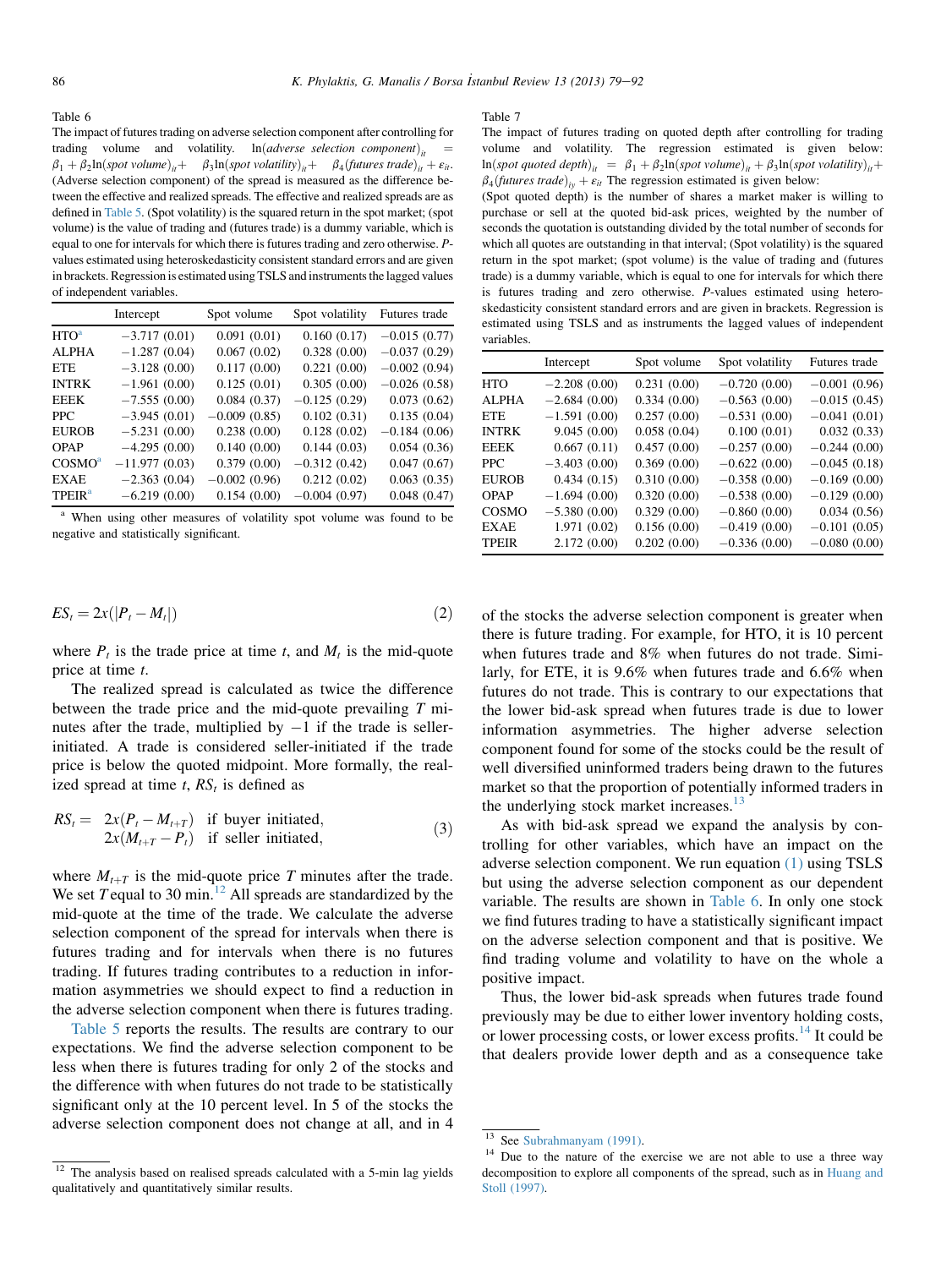Table 6

The impact of futures trading on adverse selection component after controlling for trading volume and volatility. $\ln(\textit{adverse selection component})_{it} = \beta_1 + \beta_2 \ln(\textit{spot volume})_{it} + \beta_3 \ln(\textit{spot volatility})_{it} + \beta_4(\textit{futures trade})_{it} + \varepsilon_{it}$. (Adverse selection component) of the spread is measured as the difference between the effective and realized spreads. The effective and realized spreads are as defined in Table 5. (Spot volatility) is the squared return in the spot market; (spot volume) is the value of trading and (futures trade) is a dummy variable, which is equal to one for intervals for which there is futures trading and zero otherwise. P-values estimated using heteroskedasticity consistent standard errors and are given in brackets. Regression is estimated using TSLS and instruments the lagged values of independent variables.

| | Intercept | Spot volume | Spot volatility | Futures trade |
|---|---|---|---|---|
| HTO[a] | −3.717 (0.01) | 0.091 (0.01) | 0.160 (0.17) | −0.015 (0.77) |
| ALPHA | −1.287 (0.04) | 0.067 (0.02) | 0.328 (0.00) | −0.037 (0.29) |
| ETE | −3.128 (0.00) | 0.117 (0.00) | 0.221 (0.00) | −0.002 (0.94) |
| INTRK | −1.961 (0.00) | 0.125 (0.01) | 0.305 (0.00) | −0.026 (0.58) |
| EEEK | −7.555 (0.00) | 0.084 (0.37) | −0.125 (0.29) | 0.073 (0.62) |
| PPC | −3.945 (0.01) | −0.009 (0.85) | 0.102 (0.31) | 0.135 (0.04) |
| EUROB | −5.231 (0.00) | 0.238 (0.00) | 0.128 (0.02) | −0.184 (0.06) |
| OPAP | −4.295 (0.00) | 0.140 (0.00) | 0.144 (0.03) | 0.054 (0.36) |
| COSMO[a] | −11.977 (0.03) | 0.379 (0.00) | −0.312 (0.42) | 0.047 (0.67) |
| EXAE | −2.363 (0.04) | −0.002 (0.96) | 0.212 (0.02) | 0.063 (0.35) |
| TPEIR[a] | −6.219 (0.00) | 0.154 (0.00) | −0.004 (0.97) | 0.048 (0.47) |

[a] When using other measures of volatility spot volume was found to be negative and statistically significant.

Table 7

The impact of futures trading on quoted depth after controlling for trading volume and volatility. The regression estimated is given below: $\ln(\textit{spot quoted depth})_{it} = \beta_1 + \beta_2 \ln(\textit{spot volume})_{it} + \beta_3 \ln(\textit{spot volatility})_{it} + \beta_4(\textit{futures trade})_{iy} + \varepsilon_{it}$ The regression estimated is given below:

(Spot quoted depth) is the number of shares a market maker is willing to purchase or sell at the quoted bid-ask prices, weighted by the number of seconds the quotation is outstanding divided by the total number of seconds for which all quotes are outstanding in that interval; (Spot volatility) is the squared return in the spot market; (spot volume) is the value of trading and (futures trade) is a dummy variable, which is equal to one for intervals for which there is futures trading and zero otherwise. P-values estimated using heteroskedasticity consistent standard errors and are given in brackets. Regression is estimated using TSLS and as instruments the lagged values of independent variables.

| | Intercept | Spot volume | Spot volatility | Futures trade |
|---|---|---|---|---|
| HTO | −2.208 (0.00) | 0.231 (0.00) | −0.720 (0.00) | −0.001 (0.96) |
| ALPHA | −2.684 (0.00) | 0.334 (0.00) | −0.563 (0.00) | −0.015 (0.45) |
| ETE | −1.591 (0.00) | 0.257 (0.00) | −0.531 (0.00) | −0.041 (0.01) |
| INTRK | 9.045 (0.00) | 0.058 (0.04) | 0.100 (0.01) | 0.032 (0.33) |
| EEEK | 0.667 (0.11) | 0.457 (0.00) | −0.257 (0.00) | −0.244 (0.00) |
| PPC | −3.403 (0.00) | 0.369 (0.00) | −0.622 (0.00) | −0.045 (0.18) |
| EUROB | 0.434 (0.15) | 0.310 (0.00) | −0.358 (0.00) | −0.169 (0.00) |
| OPAP | −1.694 (0.00) | 0.320 (0.00) | −0.538 (0.00) | −0.129 (0.00) |
| COSMO | −5.380 (0.00) | 0.329 (0.00) | −0.860 (0.00) | 0.034 (0.56) |
| EXAE | 1.971 (0.02) | 0.156 (0.00) | −0.419 (0.00) | −0.101 (0.05) |
| TPEIR | 2.172 (0.00) | 0.202 (0.00) | −0.336 (0.00) | −0.080 (0.00) |

$$ES_t = 2x(|P_t - M_t|) \tag{2}$$

where $P_t$ is the trade price at time $t$, and $M_t$ is the mid-quote price at time $t$.

The realized spread is calculated as twice the difference between the trade price and the mid-quote prevailing $T$ minutes after the trade, multiplied by −1 if the trade is seller-initiated. A trade is considered seller-initiated if the trade price is below the quoted midpoint. More formally, the realized spread at time $t$, $RS_t$ is defined as

$$RS_t = \begin{array}{ll} 2x(P_t - M_{t+T}) & \text{if buyer initiated,} \\ 2x(M_{t+T} - P_t) & \text{if seller initiated,} \end{array} \tag{3}$$

where $M_{t+T}$ is the mid-quote price $T$ minutes after the trade. We set $T$ equal to 30 min.[12] All spreads are standardized by the mid-quote at the time of the trade. We calculate the adverse selection component of the spread for intervals when there is futures trading and for intervals when there is no futures trading. If futures trading contributes to a reduction in information asymmetries we should expect to find a reduction in the adverse selection component when there is futures trading.

Table 5 reports the results. The results are contrary to our expectations. We find the adverse selection component to be less when there is futures trading for only 2 of the stocks and the difference with when futures do not trade to be statistically significant only at the 10 percent level. In 5 of the stocks the adverse selection component does not change at all, and in 4 of the stocks the adverse selection component is greater when there is future trading. For example, for HTO, it is 10 percent when futures trade and 8% when futures do not trade. Similarly, for ETE, it is 9.6% when futures trade and 6.6% when futures do not trade. This is contrary to our expectations that the lower bid-ask spread when futures trade is due to lower information asymmetries. The higher adverse selection component found for some of the stocks could be the result of well diversified uninformed traders being drawn to the futures market so that the proportion of potentially informed traders in the underlying stock market increases.[13]

As with bid-ask spread we expand the analysis by controlling for other variables, which have an impact on the adverse selection component. We run equation (1) using TSLS but using the adverse selection component as our dependent variable. The results are shown in Table 6. In only one stock we find futures trading to have a statistically significant impact on the adverse selection component and that is positive. We find trading volume and volatility to have on the whole a positive impact.

Thus, the lower bid-ask spreads when futures trade found previously may be due to either lower inventory holding costs, or lower processing costs, or lower excess profits.[14] It could be that dealers provide lower depth and as a consequence take

[12] The analysis based on realised spreads calculated with a 5-min lag yields qualitatively and quantitatively similar results.

[13] See Subrahmanyam (1991).

[14] Due to the nature of the exercise we are not able to use a three way decomposition to explore all components of the spread, such as in Huang and Stoll (1997).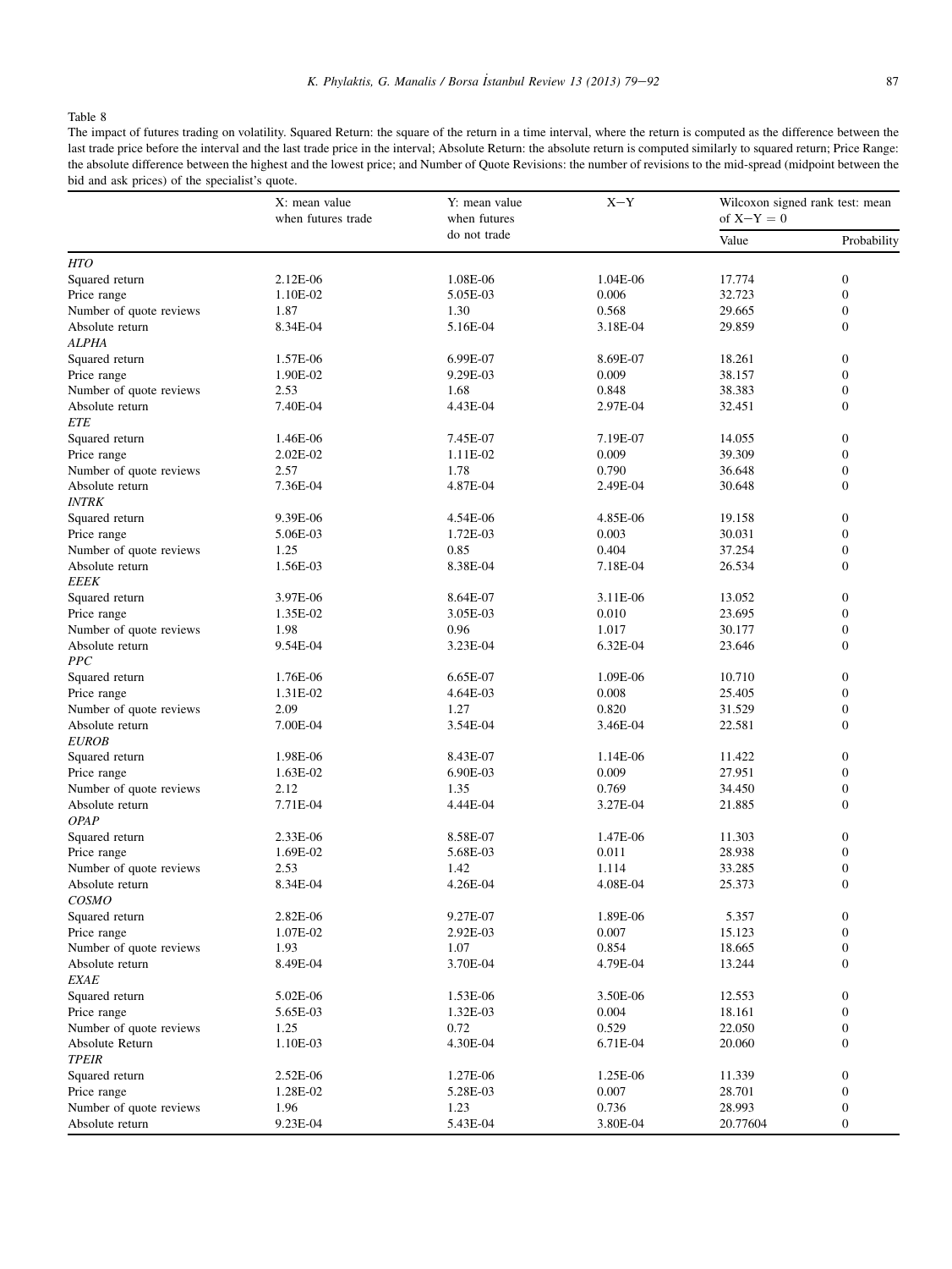Table 8

The impact of futures trading on volatility. Squared Return: the square of the return in a time interval, where the return is computed as the difference between the last trade price before the interval and the last trade price in the interval; Absolute Return: the absolute return is computed similarly to squared return; Price Range: the absolute difference between the highest and the lowest price; and Number of Quote Revisions: the number of revisions to the mid-spread (midpoint between the bid and ask prices) of the specialist's quote.

| | X: mean value when futures trade | Y: mean value when futures do not trade | X−Y | Wilcoxon signed rank test: mean of X−Y = 0 | |
|---|---|---|---|---|---|
| | | | | Value | Probability |
| *HTO* | | | | | |
| Squared return | 2.12E-06 | 1.08E-06 | 1.04E-06 | 17.774 | 0 |
| Price range | 1.10E-02 | 5.05E-03 | 0.006 | 32.723 | 0 |
| Number of quote reviews | 1.87 | 1.30 | 0.568 | 29.665 | 0 |
| Absolute return | 8.34E-04 | 5.16E-04 | 3.18E-04 | 29.859 | 0 |
| *ALPHA* | | | | | |
| Squared return | 1.57E-06 | 6.99E-07 | 8.69E-07 | 18.261 | 0 |
| Price range | 1.90E-02 | 9.29E-03 | 0.009 | 38.157 | 0 |
| Number of quote reviews | 2.53 | 1.68 | 0.848 | 38.383 | 0 |
| Absolute return | 7.40E-04 | 4.43E-04 | 2.97E-04 | 32.451 | 0 |
| *ETE* | | | | | |
| Squared return | 1.46E-06 | 7.45E-07 | 7.19E-07 | 14.055 | 0 |
| Price range | 2.02E-02 | 1.11E-02 | 0.009 | 39.309 | 0 |
| Number of quote reviews | 2.57 | 1.78 | 0.790 | 36.648 | 0 |
| Absolute return | 7.36E-04 | 4.87E-04 | 2.49E-04 | 30.648 | 0 |
| *INTRK* | | | | | |
| Squared return | 9.39E-06 | 4.54E-06 | 4.85E-06 | 19.158 | 0 |
| Price range | 5.06E-03 | 1.72E-03 | 0.003 | 30.031 | 0 |
| Number of quote reviews | 1.25 | 0.85 | 0.404 | 37.254 | 0 |
| Absolute return | 1.56E-03 | 8.38E-04 | 7.18E-04 | 26.534 | 0 |
| *EEEK* | | | | | |
| Squared return | 3.97E-06 | 8.64E-07 | 3.11E-06 | 13.052 | 0 |
| Price range | 1.35E-02 | 3.05E-03 | 0.010 | 23.695 | 0 |
| Number of quote reviews | 1.98 | 0.96 | 1.017 | 30.177 | 0 |
| Absolute return | 9.54E-04 | 3.23E-04 | 6.32E-04 | 23.646 | 0 |
| *PPC* | | | | | |
| Squared return | 1.76E-06 | 6.65E-07 | 1.09E-06 | 10.710 | 0 |
| Price range | 1.31E-02 | 4.64E-03 | 0.008 | 25.405 | 0 |
| Number of quote reviews | 2.09 | 1.27 | 0.820 | 31.529 | 0 |
| Absolute return | 7.00E-04 | 3.54E-04 | 3.46E-04 | 22.581 | 0 |
| *EUROB* | | | | | |
| Squared return | 1.98E-06 | 8.43E-07 | 1.14E-06 | 11.422 | 0 |
| Price range | 1.63E-02 | 6.90E-03 | 0.009 | 27.951 | 0 |
| Number of quote reviews | 2.12 | 1.35 | 0.769 | 34.450 | 0 |
| Absolute return | 7.71E-04 | 4.44E-04 | 3.27E-04 | 21.885 | 0 |
| *OPAP* | | | | | |
| Squared return | 2.33E-06 | 8.58E-07 | 1.47E-06 | 11.303 | 0 |
| Price range | 1.69E-02 | 5.68E-03 | 0.011 | 28.938 | 0 |
| Number of quote reviews | 2.53 | 1.42 | 1.114 | 33.285 | 0 |
| Absolute return | 8.34E-04 | 4.26E-04 | 4.08E-04 | 25.373 | 0 |
| *COSMO* | | | | | |
| Squared return | 2.82E-06 | 9.27E-07 | 1.89E-06 | 5.357 | 0 |
| Price range | 1.07E-02 | 2.92E-03 | 0.007 | 15.123 | 0 |
| Number of quote reviews | 1.93 | 1.07 | 0.854 | 18.665 | 0 |
| Absolute return | 8.49E-04 | 3.70E-04 | 4.79E-04 | 13.244 | 0 |
| *EXAE* | | | | | |
| Squared return | 5.02E-06 | 1.53E-06 | 3.50E-06 | 12.553 | 0 |
| Price range | 5.65E-03 | 1.32E-03 | 0.004 | 18.161 | 0 |
| Number of quote reviews | 1.25 | 0.72 | 0.529 | 22.050 | 0 |
| Absolute Return | 1.10E-03 | 4.30E-04 | 6.71E-04 | 20.060 | 0 |
| *TPEIR* | | | | | |
| Squared return | 2.52E-06 | 1.27E-06 | 1.25E-06 | 11.339 | 0 |
| Price range | 1.28E-02 | 5.28E-03 | 0.007 | 28.701 | 0 |
| Number of quote reviews | 1.96 | 1.23 | 0.736 | 28.993 | 0 |
| Absolute return | 9.23E-04 | 5.43E-04 | 3.80E-04 | 20.77604 | 0 |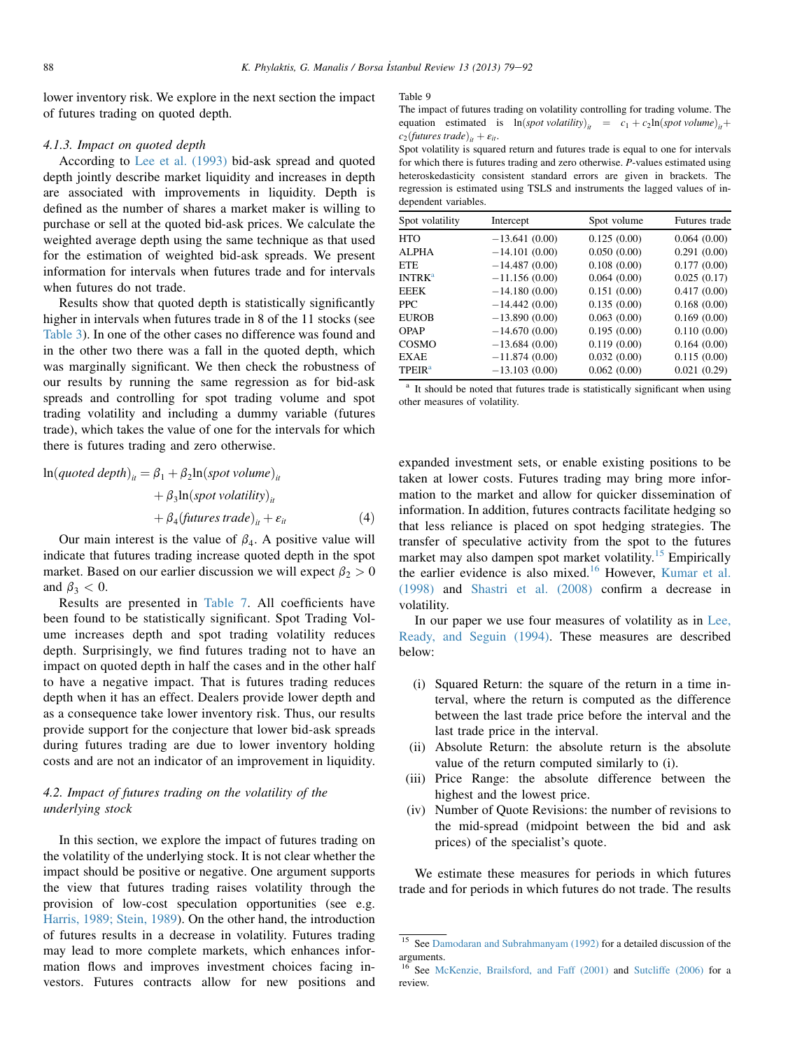lower inventory risk. We explore in the next section the impact of futures trading on quoted depth.

#### 4.1.3. Impact on quoted depth

According to Lee et al. (1993) bid-ask spread and quoted depth jointly describe market liquidity and increases in depth are associated with improvements in liquidity. Depth is defined as the number of shares a market maker is willing to purchase or sell at the quoted bid-ask prices. We calculate the weighted average depth using the same technique as that used for the estimation of weighted bid-ask spreads. We present information for intervals when futures trade and for intervals when futures do not trade.

Results show that quoted depth is statistically significantly higher in intervals when futures trade in 8 of the 11 stocks (see Table 3). In one of the other cases no difference was found and in the other two there was a fall in the quoted depth, which was marginally significant. We then check the robustness of our results by running the same regression as for bid-ask spreads and controlling for spot trading volume and spot trading volatility and including a dummy variable (futures trade), which takes the value of one for the intervals for which there is futures trading and zero otherwise.

$$\ln(\textit{quoted depth})_{it} = \beta_1 + \beta_2 \ln(\textit{spot volume})_{it} + \beta_3 \ln(\textit{spot volatility})_{it} + \beta_4(\textit{futures trade})_{it} + \varepsilon_{it} \tag{4}$$

Our main interest is the value of $\beta_4$. A positive value will indicate that futures trading increase quoted depth in the spot market. Based on our earlier discussion we will expect $\beta_2 > 0$ and $\beta_3 < 0$.

Results are presented in Table 7. All coefficients have been found to be statistically significant. Spot Trading Volume increases depth and spot trading volatility reduces depth. Surprisingly, we find futures trading not to have an impact on quoted depth in half the cases and in the other half to have a negative impact. That is futures trading reduces depth when it has an effect. Dealers provide lower depth and as a consequence take lower inventory risk. Thus, our results provide support for the conjecture that lower bid-ask spreads during futures trading are due to lower inventory holding costs and are not an indicator of an improvement in liquidity.

### 4.2. Impact of futures trading on the volatility of the underlying stock

In this section, we explore the impact of futures trading on the volatility of the underlying stock. It is not clear whether the impact should be positive or negative. One argument supports the view that futures trading raises volatility through the provision of low-cost speculation opportunities (see e.g. Harris, 1989; Stein, 1989). On the other hand, the introduction of futures results in a decrease in volatility. Futures trading may lead to more complete markets, which enhances information flows and improves investment choices facing investors. Futures contracts allow for new positions and expanded investment sets, or enable existing positions to be taken at lower costs. Futures trading may bring more information to the market and allow for quicker dissemination of information. In addition, futures contracts facilitate hedging so that less reliance is placed on spot hedging strategies. The transfer of speculative activity from the spot to the futures market may also dampen spot market volatility.[15] Empirically the earlier evidence is also mixed.[16] However, Kumar et al. (1998) and Shastri et al. (2008) confirm a decrease in volatility.

In our paper we use four measures of volatility as in Lee, Ready, and Seguin (1994). These measures are described below:

(i) Squared Return: the square of the return in a time interval, where the return is computed as the difference between the last trade price before the interval and the last trade price in the interval.
(ii) Absolute Return: the absolute value of the return computed similarly to (i).
(iii) Price Range: the absolute difference between the highest and the lowest price.
(iv) Number of Quote Revisions: the number of revisions to the mid-spread (midpoint between the bid and ask prices) of the specialist's quote.

We estimate these measures for periods in which futures trade and for periods in which futures do not trade. The results

Table 9
The impact of futures trading on volatility controlling for trading volume. The equation estimated is $\ln(\textit{spot volatility})_{it} = c_1 + c_2\ln(\textit{spot volume})_{it} + c_2(\textit{futures trade})_{it} + \varepsilon_{it}$.
Spot volatility is squared return and futures trade is equal to one for intervals for which there is futures trading and zero otherwise. P-values estimated using heteroskedasticity consistent standard errors are given in brackets. The regression is estimated using TSLS and instruments the lagged values of independent variables.

| Spot volatility | Intercept | Spot volume | Futures trade |
|---|---|---|---|
| HTO | −13.641 (0.00) | 0.125 (0.00) | 0.064 (0.00) |
| ALPHA | −14.101 (0.00) | 0.050 (0.00) | 0.291 (0.00) |
| ETE | −14.487 (0.00) | 0.108 (0.00) | 0.177 (0.00) |
| INTRK[a] | −11.156 (0.00) | 0.064 (0.00) | 0.025 (0.17) |
| EEEK | −14.180 (0.00) | 0.151 (0.00) | 0.417 (0.00) |
| PPC | −14.442 (0.00) | 0.135 (0.00) | 0.168 (0.00) |
| EUROB | −13.890 (0.00) | 0.063 (0.00) | 0.169 (0.00) |
| OPAP | −14.670 (0.00) | 0.195 (0.00) | 0.110 (0.00) |
| COSMO | −13.684 (0.00) | 0.119 (0.00) | 0.164 (0.00) |
| EXAE | −11.874 (0.00) | 0.032 (0.00) | 0.115 (0.00) |
| TPEIR[a] | −13.103 (0.00) | 0.062 (0.00) | 0.021 (0.29) |

[a] It should be noted that futures trade is statistically significant when using other measures of volatility.

[15] See Damodaran and Subrahmanyam (1992) for a detailed discussion of the arguments.
[16] See McKenzie, Brailsford, and Faff (2001) and Sutcliffe (2006) for a review.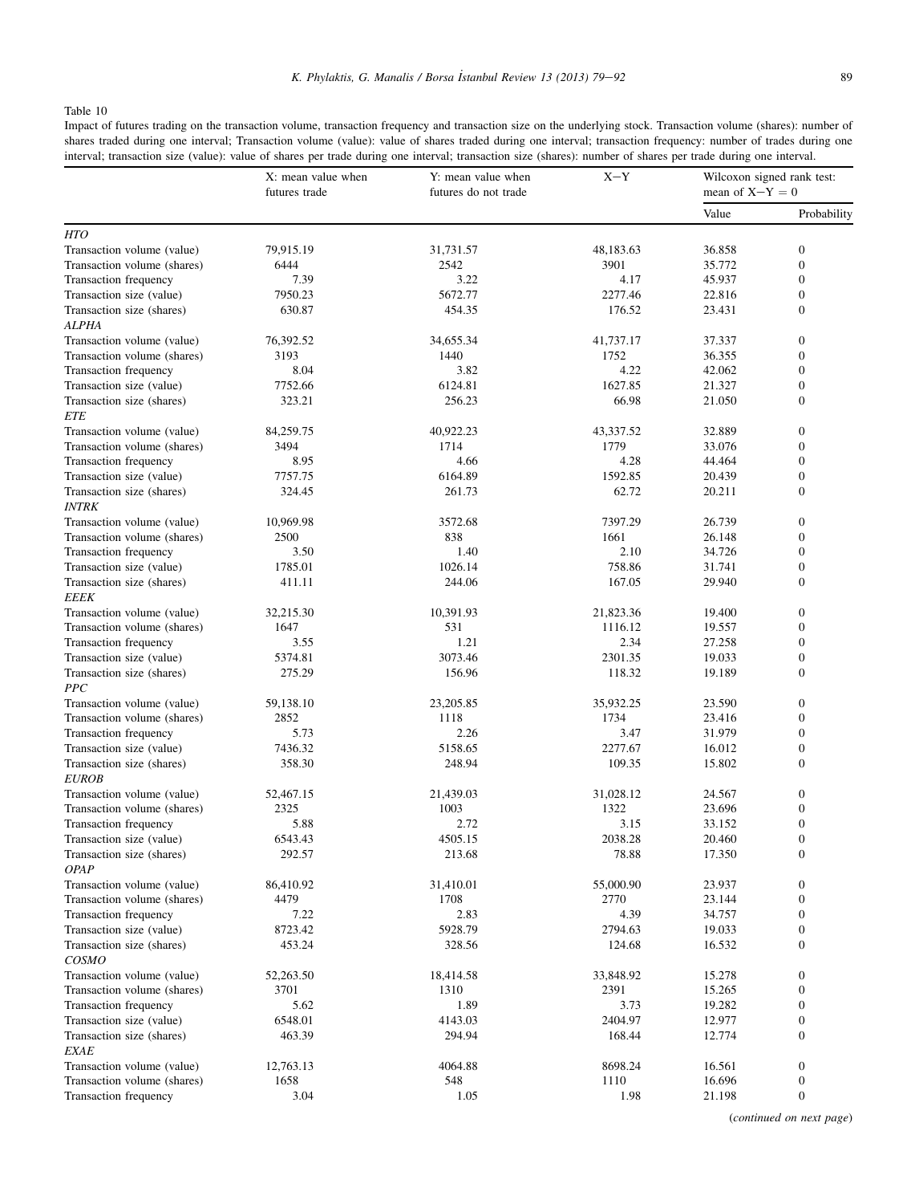Table 10

Impact of futures trading on the transaction volume, transaction frequency and transaction size on the underlying stock. Transaction volume (shares): number of shares traded during one interval; Transaction volume (value): value of shares traded during one interval; transaction frequency: number of trades during one interval; transaction size (value): value of shares per trade during one interval; transaction size (shares): number of shares per trade during one interval.

| | X: mean value when futures trade | Y: mean value when futures do not trade | X−Y | Wilcoxon signed rank test: mean of X−Y = 0 | |
|---|---|---|---|---|---|
| | | | | Value | Probability |
| *HTO* | | | | | |
| Transaction volume (value) | 79,915.19 | 31,731.57 | 48,183.63 | 36.858 | 0 |
| Transaction volume (shares) | 6444 | 2542 | 3901 | 35.772 | 0 |
| Transaction frequency | 7.39 | 3.22 | 4.17 | 45.937 | 0 |
| Transaction size (value) | 7950.23 | 5672.77 | 2277.46 | 22.816 | 0 |
| Transaction size (shares) | 630.87 | 454.35 | 176.52 | 23.431 | 0 |
| *ALPHA* | | | | | |
| Transaction volume (value) | 76,392.52 | 34,655.34 | 41,737.17 | 37.337 | 0 |
| Transaction volume (shares) | 3193 | 1440 | 1752 | 36.355 | 0 |
| Transaction frequency | 8.04 | 3.82 | 4.22 | 42.062 | 0 |
| Transaction size (value) | 7752.66 | 6124.81 | 1627.85 | 21.327 | 0 |
| Transaction size (shares) | 323.21 | 256.23 | 66.98 | 21.050 | 0 |
| *ETE* | | | | | |
| Transaction volume (value) | 84,259.75 | 40,922.23 | 43,337.52 | 32.889 | 0 |
| Transaction volume (shares) | 3494 | 1714 | 1779 | 33.076 | 0 |
| Transaction frequency | 8.95 | 4.66 | 4.28 | 44.464 | 0 |
| Transaction size (value) | 7757.75 | 6164.89 | 1592.85 | 20.439 | 0 |
| Transaction size (shares) | 324.45 | 261.73 | 62.72 | 20.211 | 0 |
| *INTRK* | | | | | |
| Transaction volume (value) | 10,969.98 | 3572.68 | 7397.29 | 26.739 | 0 |
| Transaction volume (shares) | 2500 | 838 | 1661 | 26.148 | 0 |
| Transaction frequency | 3.50 | 1.40 | 2.10 | 34.726 | 0 |
| Transaction size (value) | 1785.01 | 1026.14 | 758.86 | 31.741 | 0 |
| Transaction size (shares) | 411.11 | 244.06 | 167.05 | 29.940 | 0 |
| *EEEK* | | | | | |
| Transaction volume (value) | 32,215.30 | 10,391.93 | 21,823.36 | 19.400 | 0 |
| Transaction volume (shares) | 1647 | 531 | 1116.12 | 19.557 | 0 |
| Transaction frequency | 3.55 | 1.21 | 2.34 | 27.258 | 0 |
| Transaction size (value) | 5374.81 | 3073.46 | 2301.35 | 19.033 | 0 |
| Transaction size (shares) | 275.29 | 156.96 | 118.32 | 19.189 | 0 |
| *PPC* | | | | | |
| Transaction volume (value) | 59,138.10 | 23,205.85 | 35,932.25 | 23.590 | 0 |
| Transaction volume (shares) | 2852 | 1118 | 1734 | 23.416 | 0 |
| Transaction frequency | 5.73 | 2.26 | 3.47 | 31.979 | 0 |
| Transaction size (value) | 7436.32 | 5158.65 | 2277.67 | 16.012 | 0 |
| Transaction size (shares) | 358.30 | 248.94 | 109.35 | 15.802 | 0 |
| *EUROB* | | | | | |
| Transaction volume (value) | 52,467.15 | 21,439.03 | 31,028.12 | 24.567 | 0 |
| Transaction volume (shares) | 2325 | 1003 | 1322 | 23.696 | 0 |
| Transaction frequency | 5.88 | 2.72 | 3.15 | 33.152 | 0 |
| Transaction size (value) | 6543.43 | 4505.15 | 2038.28 | 20.460 | 0 |
| Transaction size (shares) | 292.57 | 213.68 | 78.88 | 17.350 | 0 |
| *OPAP* | | | | | |
| Transaction volume (value) | 86,410.92 | 31,410.01 | 55,000.90 | 23.937 | 0 |
| Transaction volume (shares) | 4479 | 1708 | 2770 | 23.144 | 0 |
| Transaction frequency | 7.22 | 2.83 | 4.39 | 34.757 | 0 |
| Transaction size (value) | 8723.42 | 5928.79 | 2794.63 | 19.033 | 0 |
| Transaction size (shares) | 453.24 | 328.56 | 124.68 | 16.532 | 0 |
| *COSMO* | | | | | |
| Transaction volume (value) | 52,263.50 | 18,414.58 | 33,848.92 | 15.278 | 0 |
| Transaction volume (shares) | 3701 | 1310 | 2391 | 15.265 | 0 |
| Transaction frequency | 5.62 | 1.89 | 3.73 | 19.282 | 0 |
| Transaction size (value) | 6548.01 | 4143.03 | 2404.97 | 12.977 | 0 |
| Transaction size (shares) | 463.39 | 294.94 | 168.44 | 12.774 | 0 |
| *EXAE* | | | | | |
| Transaction volume (value) | 12,763.13 | 4064.88 | 8698.24 | 16.561 | 0 |
| Transaction volume (shares) | 1658 | 548 | 1110 | 16.696 | 0 |
| Transaction frequency | 3.04 | 1.05 | 1.98 | 21.198 | 0 |

(*continued on next page*)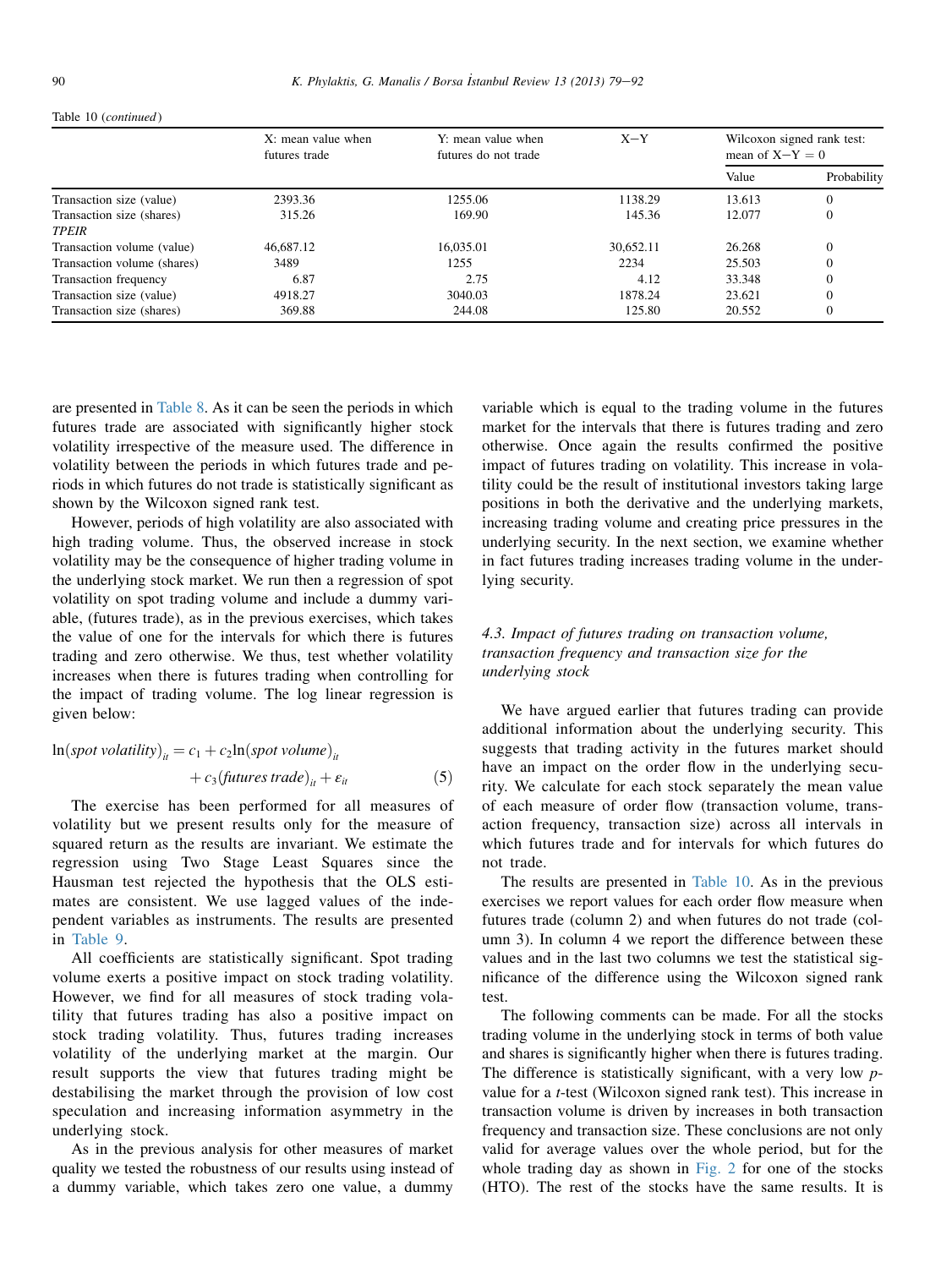Table 10 (*continued*)

| | X: mean value when futures trade | Y: mean value when futures do not trade | X−Y | Wilcoxon signed rank test: mean of X−Y = 0 | |
|---|---|---|---|---|---|
| | | | | Value | Probability |
| Transaction size (value) | 2393.36 | 1255.06 | 1138.29 | 13.613 | 0 |
| Transaction size (shares) | 315.26 | 169.90 | 145.36 | 12.077 | 0 |
| *TPEIR* | | | | | |
| Transaction volume (value) | 46,687.12 | 16,035.01 | 30,652.11 | 26.268 | 0 |
| Transaction volume (shares) | 3489 | 1255 | 2234 | 25.503 | 0 |
| Transaction frequency | 6.87 | 2.75 | 4.12 | 33.348 | 0 |
| Transaction size (value) | 4918.27 | 3040.03 | 1878.24 | 23.621 | 0 |
| Transaction size (shares) | 369.88 | 244.08 | 125.80 | 20.552 | 0 |

are presented in Table 8. As it can be seen the periods in which futures trade are associated with significantly higher stock volatility irrespective of the measure used. The difference in volatility between the periods in which futures trade and periods in which futures do not trade is statistically significant as shown by the Wilcoxon signed rank test.

However, periods of high volatility are also associated with high trading volume. Thus, the observed increase in stock volatility may be the consequence of higher trading volume in the underlying stock market. We run then a regression of spot volatility on spot trading volume and include a dummy variable, (futures trade), as in the previous exercises, which takes the value of one for the intervals for which there is futures trading and zero otherwise. We thus, test whether volatility increases when there is futures trading when controlling for the impact of trading volume. The log linear regression is given below:

$$\ln(\textit{spot volatility})_{it} = c_1 + c_2 \ln(\textit{spot volume})_{it} + c_3(\textit{futures trade})_{it} + \varepsilon_{it} \tag{5}$$

The exercise has been performed for all measures of volatility but we present results only for the measure of squared return as the results are invariant. We estimate the regression using Two Stage Least Squares since the Hausman test rejected the hypothesis that the OLS estimates are consistent. We use lagged values of the independent variables as instruments. The results are presented in Table 9.

All coefficients are statistically significant. Spot trading volume exerts a positive impact on stock trading volatility. However, we find for all measures of stock trading volatility that futures trading has also a positive impact on stock trading volatility. Thus, futures trading increases volatility of the underlying market at the margin. Our result supports the view that futures trading might be destabilising the market through the provision of low cost speculation and increasing information asymmetry in the underlying stock.

As in the previous analysis for other measures of market quality we tested the robustness of our results using instead of a dummy variable, which takes zero one value, a dummy variable which is equal to the trading volume in the futures market for the intervals that there is futures trading and zero otherwise. Once again the results confirmed the positive impact of futures trading on volatility. This increase in volatility could be the result of institutional investors taking large positions in both the derivative and the underlying markets, increasing trading volume and creating price pressures in the underlying security. In the next section, we examine whether in fact futures trading increases trading volume in the underlying security.

### *4.3. Impact of futures trading on transaction volume, transaction frequency and transaction size for the underlying stock*

We have argued earlier that futures trading can provide additional information about the underlying security. This suggests that trading activity in the futures market should have an impact on the order flow in the underlying security. We calculate for each stock separately the mean value of each measure of order flow (transaction volume, transaction frequency, transaction size) across all intervals in which futures trade and for intervals for which futures do not trade.

The results are presented in Table 10. As in the previous exercises we report values for each order flow measure when futures trade (column 2) and when futures do not trade (column 3). In column 4 we report the difference between these values and in the last two columns we test the statistical significance of the difference using the Wilcoxon signed rank test.

The following comments can be made. For all the stocks trading volume in the underlying stock in terms of both value and shares is significantly higher when there is futures trading. The difference is statistically significant, with a very low *p*-value for a *t*-test (Wilcoxon signed rank test). This increase in transaction volume is driven by increases in both transaction frequency and transaction size. These conclusions are not only valid for average values over the whole period, but for the whole trading day as shown in Fig. 2 for one of the stocks (HTO). The rest of the stocks have the same results. It is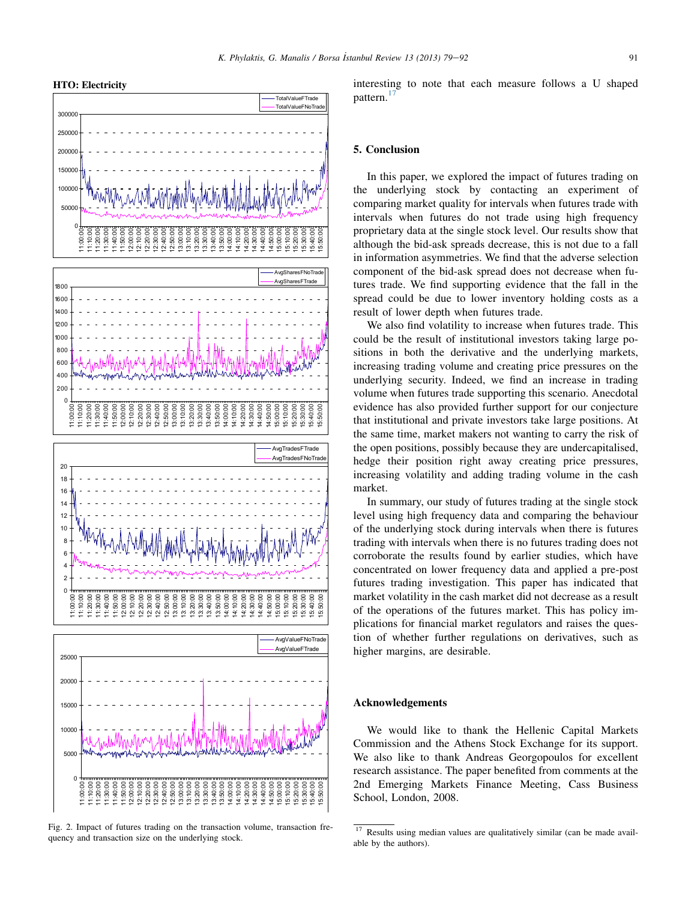**HTO: Electricity**

Fig. 2. Impact of futures trading on the transaction volume, transaction frequency and transaction size on the underlying stock.

interesting to note that each measure follows a U shaped pattern.[17]

## 5. Conclusion

In this paper, we explored the impact of futures trading on the underlying stock by contacting an experiment of comparing market quality for intervals when futures trade with intervals when futures do not trade using high frequency proprietary data at the single stock level. Our results show that although the bid-ask spreads decrease, this is not due to a fall in information asymmetries. We find that the adverse selection component of the bid-ask spread does not decrease when futures trade. We find supporting evidence that the fall in the spread could be due to lower inventory holding costs as a result of lower depth when futures trade.

We also find volatility to increase when futures trade. This could be the result of institutional investors taking large positions in both the derivative and the underlying markets, increasing trading volume and creating price pressures on the underlying security. Indeed, we find an increase in trading volume when futures trade supporting this scenario. Anecdotal evidence has also provided further support for our conjecture that institutional and private investors take large positions. At the same time, market makers not wanting to carry the risk of the open positions, possibly because they are undercapitalised, hedge their position right away creating price pressures, increasing volatility and adding trading volume in the cash market.

In summary, our study of futures trading at the single stock level using high frequency data and comparing the behaviour of the underlying stock during intervals when there is futures trading with intervals when there is no futures trading does not corroborate the results found by earlier studies, which have concentrated on lower frequency data and applied a pre-post futures trading investigation. This paper has indicated that market volatility in the cash market did not decrease as a result of the operations of the futures market. This has policy implications for financial market regulators and raises the question of whether further regulations on derivatives, such as higher margins, are desirable.

## Acknowledgements

We would like to thank the Hellenic Capital Markets Commission and the Athens Stock Exchange for its support. We also like to thank Andreas Georgopoulos for excellent research assistance. The paper benefited from comments at the 2nd Emerging Markets Finance Meeting, Cass Business School, London, 2008.

[17] Results using median values are qualitatively similar (can be made available by the authors).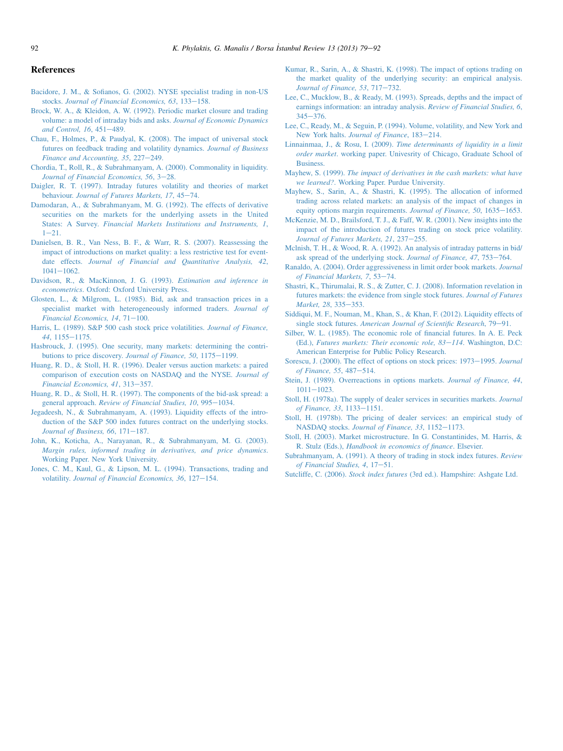## References

Bacidore, J. M., & Sofianos, G. (2002). NYSE specialist trading in non-US stocks. *Journal of Financial Economics, 63*, 133–158.

Brock, W. A., & Kleidon, A. W. (1992). Periodic market closure and trading volume: a model of intraday bids and asks. *Journal of Economic Dynamics and Control, 16*, 451–489.

Chau, F., Holmes, P., & Paudyal, K. (2008). The impact of universal stock futures on feedback trading and volatility dynamics. *Journal of Business Finance and Accounting, 35*, 227–249.

Chordia, T., Roll, R., & Subrahmanyam, A. (2000). Commonality in liquidity. *Journal of Financial Economics, 56*, 3–28.

Daigler, R. T. (1997). Intraday futures volatility and theories of market behaviour. *Journal of Futures Markets, 17*, 45–74.

Damodaran, A., & Subrahmanyam, M. G. (1992). The effects of derivative securities on the markets for the underlying assets in the United States: A Survey. *Financial Markets Institutions and Instruments, 1*, 1–21.

Danielsen, B. R., Van Ness, B. F., & Warr, R. S. (2007). Reassessing the impact of introductions on market quality: a less restrictive test for event-date effects. *Journal of Financial and Quantitative Analysis, 42*, 1041–1062.

Davidson, R., & MacKinnon, J. G. (1993). *Estimation and inference in econometrics*. Oxford: Oxford University Press.

Glosten, L., & Milgrom, L. (1985). Bid, ask and transaction prices in a specialist market with heterogeneously informed traders. *Journal of Financial Economics, 14*, 71–100.

Harris, L. (1989). S&P 500 cash stock price volatilities. *Journal of Finance, 44*, 1155–1175.

Hasbrouck, J. (1995). One security, many markets: determining the contributions to price discovery. *Journal of Finance, 50*, 1175–1199.

Huang, R. D., & Stoll, H. R. (1996). Dealer versus auction markets: a paired comparison of execution costs on NASDAQ and the NYSE. *Journal of Financial Economics, 41*, 313–357.

Huang, R. D., & Stoll, H. R. (1997). The components of the bid-ask spread: a general approach. *Review of Financial Studies, 10*, 995–1034.

Jegadeesh, N., & Subrahmanyam, A. (1993). Liquidity effects of the introduction of the S&P 500 index futures contract on the underlying stocks. *Journal of Business, 66*, 171–187.

John, K., Koticha, A., Narayanan, R., & Subrahmanyam, M. G. (2003). *Margin rules, informed trading in derivatives, and price dynamics*. Working Paper. New York University.

Jones, C. M., Kaul, G., & Lipson, M. L. (1994). Transactions, trading and volatility. *Journal of Financial Economics, 36*, 127–154.

Kumar, R., Sarin, A., & Shastri, K. (1998). The impact of options trading on the market quality of the underlying security: an empirical analysis. *Journal of Finance, 53*, 717–732.

Lee, C., Mucklow, B., & Ready, M. (1993). Spreads, depths and the impact of earnings information: an intraday analysis. *Review of Financial Studies, 6*, 345–376.

Lee, C., Ready, M., & Seguin, P. (1994). Volume, volatility, and New York and New York halts. *Journal of Finance*, 183–214.

Linnainmaa, J., & Rosu, I. (2009). *Time determinants of liquidity in a limit order market*. working paper. Univesrity of Chicago, Graduate School of Business.

Mayhew, S. (1999). *The impact of derivatives in the cash markets: what have we learned?*. Working Paper. Purdue University.

Mayhew, S., Sarin, A., & Shastri, K. (1995). The allocation of informed trading across related markets: an analysis of the impact of changes in equity options margin requirements. *Journal of Finance, 50*, 1635–1653.

McKenzie, M. D., Brailsford, T. J., & Faff, W. R. (2001). New insights into the impact of the introduction of futures trading on stock price volatility. *Journal of Futures Markets, 21*, 237–255.

McInish, T. H., & Wood, R. A. (1992). An analysis of intraday patterns in bid/ask spread of the underlying stock. *Journal of Finance, 47*, 753–764.

Ranaldo, A. (2004). Order aggressiveness in limit order book markets. *Journal of Financial Markets, 7*, 53–74.

Shastri, K., Thirumalai, R. S., & Zutter, C. J. (2008). Information revelation in futures markets: the evidence from single stock futures. *Journal of Futures Market, 28*, 335–353.

Siddiqui, M. F., Nouman, M., Khan, S., & Khan, F. (2012). Liquidity effects of single stock futures. *American Journal of Scientific Research*, 79–91.

Silber, W. L. (1985). The economic role of financial futures. In A. E. Peck (Ed.), *Futures markets: Their economic role, 83–114*. Washington, D.C: American Enterprise for Public Policy Research.

Sorescu, J. (2000). The effect of options on stock prices: 1973–1995. *Journal of Finance, 55*, 487–514.

Stein, J. (1989). Overreactions in options markets. *Journal of Finance, 44*, 1011–1023.

Stoll, H. (1978a). The supply of dealer services in securities markets. *Journal of Finance, 33*, 1133–1151.

Stoll, H. (1978b). The pricing of dealer services: an empirical study of NASDAQ stocks. *Journal of Finance, 33*, 1152–1173.

Stoll, H. (2003). Market microstructure. In G. Constantinides, M. Harris, & R. Stulz (Eds.), *Handbook in economics of finance*. Elsevier.

Subrahmanyam, A. (1991). A theory of trading in stock index futures. *Review of Financial Studies, 4*, 17–51.

Sutcliffe, C. (2006). *Stock index futures* (3rd ed.). Hampshire: Ashgate Ltd.